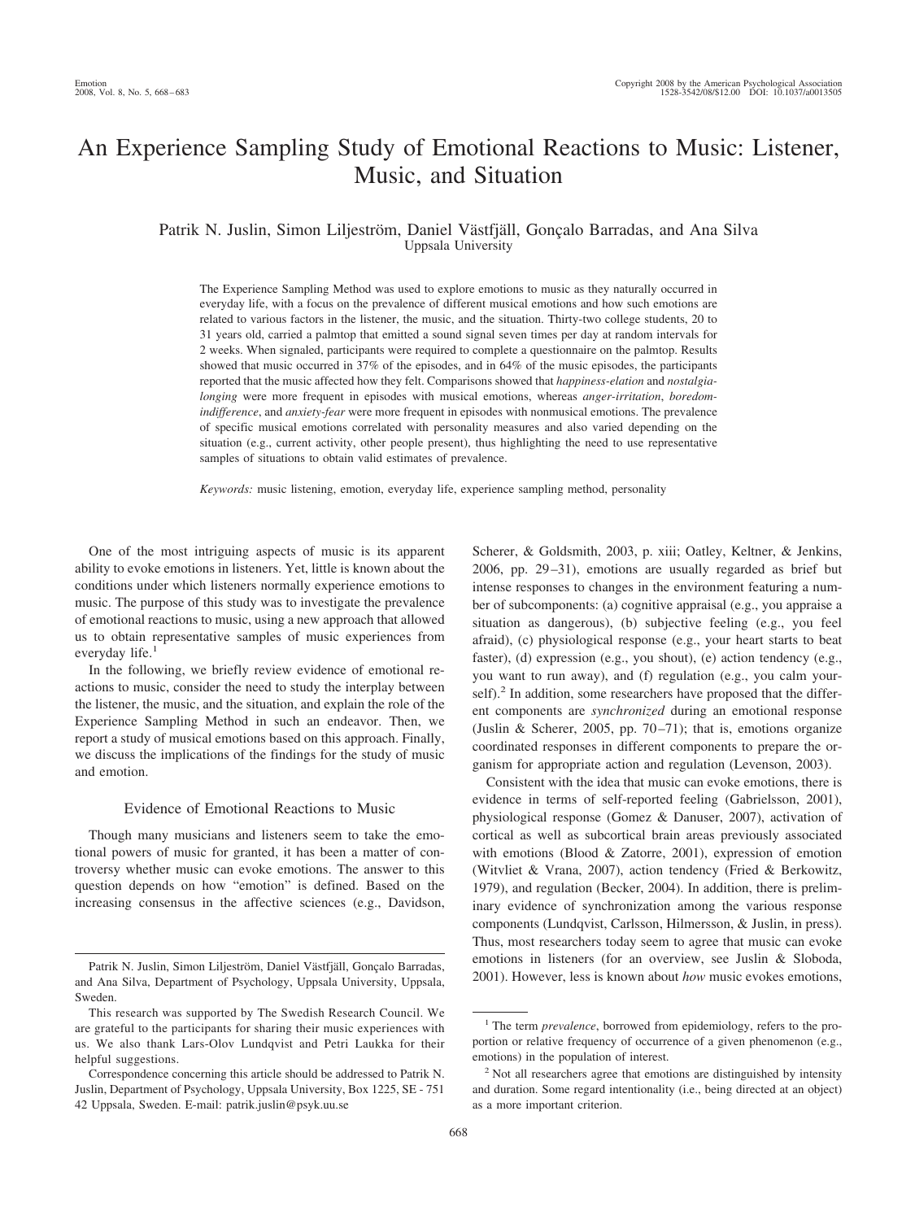# An Experience Sampling Study of Emotional Reactions to Music: Listener, Music, and Situation

Patrik N. Juslin, Simon Liljeström, Daniel Västfjäll, Gonçalo Barradas, and Ana Silva
Uppsala University

The Experience Sampling Method was used to explore emotions to music as they naturally occurred in everyday life, with a focus on the prevalence of different musical emotions and how such emotions are related to various factors in the listener, the music, and the situation. Thirty-two college students, 20 to 31 years old, carried a palmtop that emitted a sound signal seven times per day at random intervals for 2 weeks. When signaled, participants were required to complete a questionnaire on the palmtop. Results showed that music occurred in 37% of the episodes, and in 64% of the music episodes, the participants reported that the music affected how they felt. Comparisons showed that *happiness-elation* and *nostalgia-longing* were more frequent in episodes with musical emotions, whereas *anger-irritation*, *boredom-indifference*, and *anxiety-fear* were more frequent in episodes with nonmusical emotions. The prevalence of specific musical emotions correlated with personality measures and also varied depending on the situation (e.g., current activity, other people present), thus highlighting the need to use representative samples of situations to obtain valid estimates of prevalence.

*Keywords:* music listening, emotion, everyday life, experience sampling method, personality

One of the most intriguing aspects of music is its apparent ability to evoke emotions in listeners. Yet, little is known about the conditions under which listeners normally experience emotions to music. The purpose of this study was to investigate the prevalence of emotional reactions to music, using a new approach that allowed us to obtain representative samples of music experiences from everyday life.[1]

In the following, we briefly review evidence of emotional reactions to music, consider the need to study the interplay between the listener, the music, and the situation, and explain the role of the Experience Sampling Method in such an endeavor. Then, we report a study of musical emotions based on this approach. Finally, we discuss the implications of the findings for the study of music and emotion.

## Evidence of Emotional Reactions to Music

Though many musicians and listeners seem to take the emotional powers of music for granted, it has been a matter of controversy whether music can evoke emotions. The answer to this question depends on how "emotion" is defined. Based on the increasing consensus in the affective sciences (e.g., Davidson, Scherer, & Goldsmith, 2003, p. xiii; Oatley, Keltner, & Jenkins, 2006, pp. 29–31), emotions are usually regarded as brief but intense responses to changes in the environment featuring a number of subcomponents: (a) cognitive appraisal (e.g., you appraise a situation as dangerous), (b) subjective feeling (e.g., you feel afraid), (c) physiological response (e.g., your heart starts to beat faster), (d) expression (e.g., you shout), (e) action tendency (e.g., you want to run away), and (f) regulation (e.g., you calm yourself).[2] In addition, some researchers have proposed that the different components are *synchronized* during an emotional response (Juslin & Scherer, 2005, pp. 70–71); that is, emotions organize coordinated responses in different components to prepare the organism for appropriate action and regulation (Levenson, 2003).

Consistent with the idea that music can evoke emotions, there is evidence in terms of self-reported feeling (Gabrielsson, 2001), physiological response (Gomez & Danuser, 2007), activation of cortical as well as subcortical brain areas previously associated with emotions (Blood & Zatorre, 2001), expression of emotion (Witvliet & Vrana, 2007), action tendency (Fried & Berkowitz, 1979), and regulation (Becker, 2004). In addition, there is preliminary evidence of synchronization among the various response components (Lundqvist, Carlsson, Hilmersson, & Juslin, in press). Thus, most researchers today seem to agree that music can evoke emotions in listeners (for an overview, see Juslin & Sloboda, 2001). However, less is known about *how* music evokes emotions,

---

Patrik N. Juslin, Simon Liljeström, Daniel Västfjäll, Gonçalo Barradas, and Ana Silva, Department of Psychology, Uppsala University, Uppsala, Sweden.

This research was supported by The Swedish Research Council. We are grateful to the participants for sharing their music experiences with us. We also thank Lars-Olov Lundqvist and Petri Laukka for their helpful suggestions.

Correspondence concerning this article should be addressed to Patrik N. Juslin, Department of Psychology, Uppsala University, Box 1225, SE - 751 42 Uppsala, Sweden. E-mail: patrik.juslin@psyk.uu.se

[1] The term *prevalence*, borrowed from epidemiology, refers to the proportion or relative frequency of occurrence of a given phenomenon (e.g., emotions) in the population of interest.

[2] Not all researchers agree that emotions are distinguished by intensity and duration. Some regard intentionality (i.e., being directed at an object) as a more important criterion.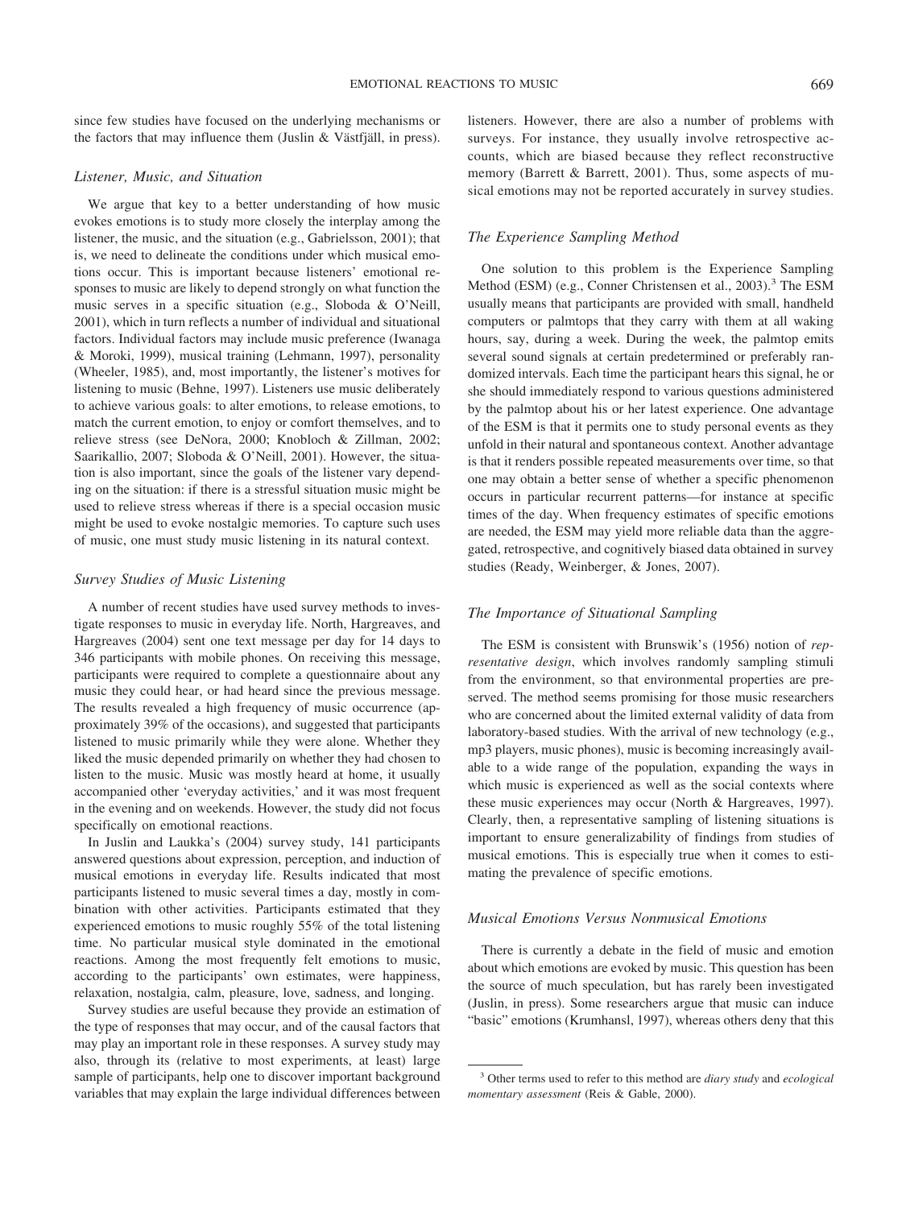since few studies have focused on the underlying mechanisms or the factors that may influence them (Juslin & Västfjäll, in press).

### *Listener, Music, and Situation*

We argue that key to a better understanding of how music evokes emotions is to study more closely the interplay among the listener, the music, and the situation (e.g., Gabrielsson, 2001); that is, we need to delineate the conditions under which musical emotions occur. This is important because listeners' emotional responses to music are likely to depend strongly on what function the music serves in a specific situation (e.g., Sloboda & O'Neill, 2001), which in turn reflects a number of individual and situational factors. Individual factors may include music preference (Iwanaga & Moroki, 1999), musical training (Lehmann, 1997), personality (Wheeler, 1985), and, most importantly, the listener's motives for listening to music (Behne, 1997). Listeners use music deliberately to achieve various goals: to alter emotions, to release emotions, to match the current emotion, to enjoy or comfort themselves, and to relieve stress (see DeNora, 2000; Knobloch & Zillman, 2002; Saarikallio, 2007; Sloboda & O'Neill, 2001). However, the situation is also important, since the goals of the listener vary depending on the situation: if there is a stressful situation music might be used to relieve stress whereas if there is a special occasion music might be used to evoke nostalgic memories. To capture such uses of music, one must study music listening in its natural context.

### *Survey Studies of Music Listening*

A number of recent studies have used survey methods to investigate responses to music in everyday life. North, Hargreaves, and Hargreaves (2004) sent one text message per day for 14 days to 346 participants with mobile phones. On receiving this message, participants were required to complete a questionnaire about any music they could hear, or had heard since the previous message. The results revealed a high frequency of music occurrence (approximately 39% of the occasions), and suggested that participants listened to music primarily while they were alone. Whether they liked the music depended primarily on whether they had chosen to listen to the music. Music was mostly heard at home, it usually accompanied other 'everyday activities,' and it was most frequent in the evening and on weekends. However, the study did not focus specifically on emotional reactions.

In Juslin and Laukka's (2004) survey study, 141 participants answered questions about expression, perception, and induction of musical emotions in everyday life. Results indicated that most participants listened to music several times a day, mostly in combination with other activities. Participants estimated that they experienced emotions to music roughly 55% of the total listening time. No particular musical style dominated in the emotional reactions. Among the most frequently felt emotions to music, according to the participants' own estimates, were happiness, relaxation, nostalgia, calm, pleasure, love, sadness, and longing.

Survey studies are useful because they provide an estimation of the type of responses that may occur, and of the causal factors that may play an important role in these responses. A survey study may also, through its (relative to most experiments, at least) large sample of participants, help one to discover important background variables that may explain the large individual differences between listeners. However, there are also a number of problems with surveys. For instance, they usually involve retrospective accounts, which are biased because they reflect reconstructive memory (Barrett & Barrett, 2001). Thus, some aspects of musical emotions may not be reported accurately in survey studies.

### *The Experience Sampling Method*

One solution to this problem is the Experience Sampling Method (ESM) (e.g., Conner Christensen et al., 2003).[3] The ESM usually means that participants are provided with small, handheld computers or palmtops that they carry with them at all waking hours, say, during a week. During the week, the palmtop emits several sound signals at certain predetermined or preferably randomized intervals. Each time the participant hears this signal, he or she should immediately respond to various questions administered by the palmtop about his or her latest experience. One advantage of the ESM is that it permits one to study personal events as they unfold in their natural and spontaneous context. Another advantage is that it renders possible repeated measurements over time, so that one may obtain a better sense of whether a specific phenomenon occurs in particular recurrent patterns—for instance at specific times of the day. When frequency estimates of specific emotions are needed, the ESM may yield more reliable data than the aggregated, retrospective, and cognitively biased data obtained in survey studies (Ready, Weinberger, & Jones, 2007).

### *The Importance of Situational Sampling*

The ESM is consistent with Brunswik's (1956) notion of *representative design*, which involves randomly sampling stimuli from the environment, so that environmental properties are preserved. The method seems promising for those music researchers who are concerned about the limited external validity of data from laboratory-based studies. With the arrival of new technology (e.g., mp3 players, music phones), music is becoming increasingly available to a wide range of the population, expanding the ways in which music is experienced as well as the social contexts where these music experiences may occur (North & Hargreaves, 1997). Clearly, then, a representative sampling of listening situations is important to ensure generalizability of findings from studies of musical emotions. This is especially true when it comes to estimating the prevalence of specific emotions.

### *Musical Emotions Versus Nonmusical Emotions*

There is currently a debate in the field of music and emotion about which emotions are evoked by music. This question has been the source of much speculation, but has rarely been investigated (Juslin, in press). Some researchers argue that music can induce "basic" emotions (Krumhansl, 1997), whereas others deny that this

[3] Other terms used to refer to this method are *diary study* and *ecological momentary assessment* (Reis & Gable, 2000).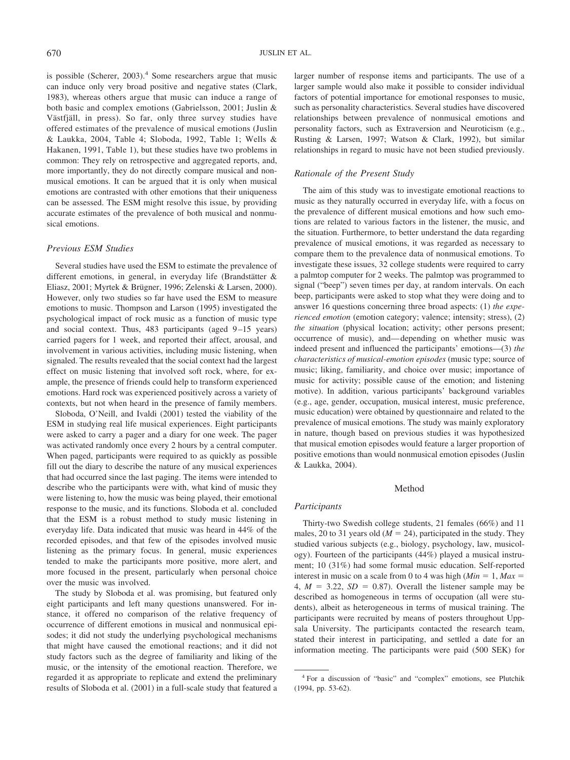is possible (Scherer, 2003).[4] Some researchers argue that music can induce only very broad positive and negative states (Clark, 1983), whereas others argue that music can induce a range of both basic and complex emotions (Gabrielsson, 2001; Juslin & Västfjäll, in press). So far, only three survey studies have offered estimates of the prevalence of musical emotions (Juslin & Laukka, 2004, Table 4; Sloboda, 1992, Table 1; Wells & Hakanen, 1991, Table 1), but these studies have two problems in common: They rely on retrospective and aggregated reports, and, more importantly, they do not directly compare musical and nonmusical emotions. It can be argued that it is only when musical emotions are contrasted with other emotions that their uniqueness can be assessed. The ESM might resolve this issue, by providing accurate estimates of the prevalence of both musical and nonmusical emotions.

### Previous ESM Studies

Several studies have used the ESM to estimate the prevalence of different emotions, in general, in everyday life (Brandstätter & Eliasz, 2001; Myrtek & Brügner, 1996; Zelenski & Larsen, 2000). However, only two studies so far have used the ESM to measure emotions to music. Thompson and Larson (1995) investigated the psychological impact of rock music as a function of music type and social context. Thus, 483 participants (aged 9–15 years) carried pagers for 1 week, and reported their affect, arousal, and involvement in various activities, including music listening, when signaled. The results revealed that the social context had the largest effect on music listening that involved soft rock, where, for example, the presence of friends could help to transform experienced emotions. Hard rock was experienced positively across a variety of contexts, but not when heard in the presence of family members.

Sloboda, O'Neill, and Ivaldi (2001) tested the viability of the ESM in studying real life musical experiences. Eight participants were asked to carry a pager and a diary for one week. The pager was activated randomly once every 2 hours by a central computer. When paged, participants were required to as quickly as possible fill out the diary to describe the nature of any musical experiences that had occurred since the last paging. The items were intended to describe who the participants were with, what kind of music they were listening to, how the music was being played, their emotional response to the music, and its functions. Sloboda et al. concluded that the ESM is a robust method to study music listening in everyday life. Data indicated that music was heard in 44% of the recorded episodes, and that few of the episodes involved music listening as the primary focus. In general, music experiences tended to make the participants more positive, more alert, and more focused in the present, particularly when personal choice over the music was involved.

The study by Sloboda et al. was promising, but featured only eight participants and left many questions unanswered. For instance, it offered no comparison of the relative frequency of occurrence of different emotions in musical and nonmusical episodes; it did not study the underlying psychological mechanisms that might have caused the emotional reactions; and it did not study factors such as the degree of familiarity and liking of the music, or the intensity of the emotional reaction. Therefore, we regarded it as appropriate to replicate and extend the preliminary results of Sloboda et al. (2001) in a full-scale study that featured a larger number of response items and participants. The use of a larger sample would also make it possible to consider individual factors of potential importance for emotional responses to music, such as personality characteristics. Several studies have discovered relationships between prevalence of nonmusical emotions and personality factors, such as Extraversion and Neuroticism (e.g., Rusting & Larsen, 1997; Watson & Clark, 1992), but similar relationships in regard to music have not been studied previously.

### Rationale of the Present Study

The aim of this study was to investigate emotional reactions to music as they naturally occurred in everyday life, with a focus on the prevalence of different musical emotions and how such emotions are related to various factors in the listener, the music, and the situation. Furthermore, to better understand the data regarding prevalence of musical emotions, it was regarded as necessary to compare them to the prevalence data of nonmusical emotions. To investigate these issues, 32 college students were required to carry a palmtop computer for 2 weeks. The palmtop was programmed to signal ("beep") seven times per day, at random intervals. On each beep, participants were asked to stop what they were doing and to answer 16 questions concerning three broad aspects: (1) *the experienced emotion* (emotion category; valence; intensity; stress), (2) *the situation* (physical location; activity; other persons present; occurrence of music), and—depending on whether music was indeed present and influenced the participants' emotions—(3) *the characteristics of musical-emotion episodes* (music type; source of music; liking, familiarity, and choice over music; importance of music for activity; possible cause of the emotion; and listening motive). In addition, various participants' background variables (e.g., age, gender, occupation, musical interest, music preference, music education) were obtained by questionnaire and related to the prevalence of musical emotions. The study was mainly exploratory in nature, though based on previous studies it was hypothesized that musical emotion episodes would feature a larger proportion of positive emotions than would nonmusical emotion episodes (Juslin & Laukka, 2004).

## Method

### Participants

Thirty-two Swedish college students, 21 females (66%) and 11 males, 20 to 31 years old ($M = 24$), participated in the study. They studied various subjects (e.g., biology, psychology, law, musicology). Fourteen of the participants (44%) played a musical instrument; 10 (31%) had some formal music education. Self-reported interest in music on a scale from 0 to 4 was high ($Min = 1$, $Max = 4$, $M = 3.22$, $SD = 0.87$). Overall the listener sample may be described as homogeneous in terms of occupation (all were students), albeit as heterogeneous in terms of musical training. The participants were recruited by means of posters throughout Uppsala University. The participants contacted the research team, stated their interest in participating, and settled a date for an information meeting. The participants were paid (500 SEK) for

[4] For a discussion of "basic" and "complex" emotions, see Plutchik (1994, pp. 53-62).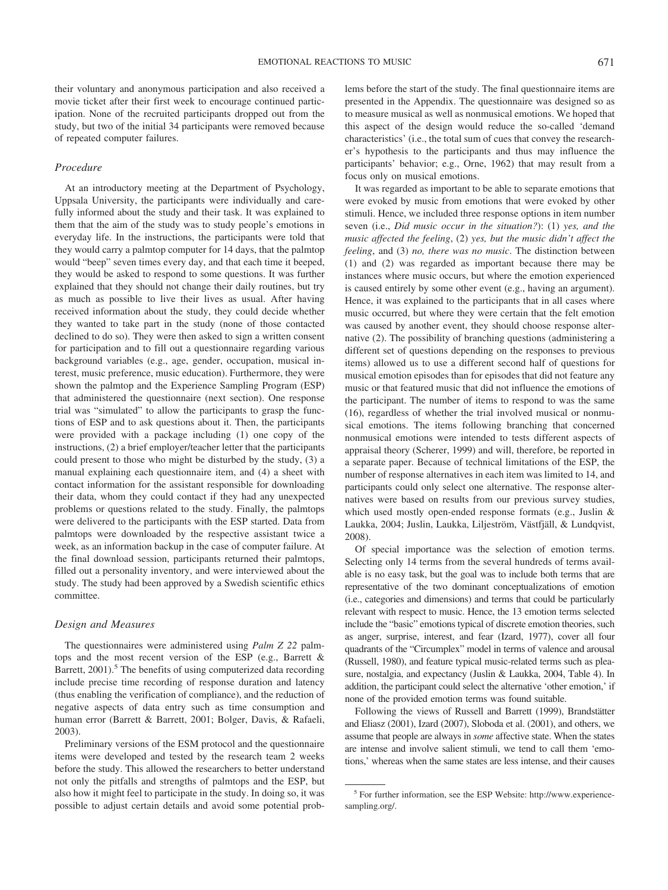their voluntary and anonymous participation and also received a movie ticket after their first week to encourage continued participation. None of the recruited participants dropped out from the study, but two of the initial 34 participants were removed because of repeated computer failures.

### *Procedure*

At an introductory meeting at the Department of Psychology, Uppsala University, the participants were individually and carefully informed about the study and their task. It was explained to them that the aim of the study was to study people's emotions in everyday life. In the instructions, the participants were told that they would carry a palmtop computer for 14 days, that the palmtop would "beep" seven times every day, and that each time it beeped, they would be asked to respond to some questions. It was further explained that they should not change their daily routines, but try as much as possible to live their lives as usual. After having received information about the study, they could decide whether they wanted to take part in the study (none of those contacted declined to do so). They were then asked to sign a written consent for participation and to fill out a questionnaire regarding various background variables (e.g., age, gender, occupation, musical interest, music preference, music education). Furthermore, they were shown the palmtop and the Experience Sampling Program (ESP) that administered the questionnaire (next section). One response trial was "simulated" to allow the participants to grasp the functions of ESP and to ask questions about it. Then, the participants were provided with a package including (1) one copy of the instructions, (2) a brief employer/teacher letter that the participants could present to those who might be disturbed by the study, (3) a manual explaining each questionnaire item, and (4) a sheet with contact information for the assistant responsible for downloading their data, whom they could contact if they had any unexpected problems or questions related to the study. Finally, the palmtops were delivered to the participants with the ESP started. Data from palmtops were downloaded by the respective assistant twice a week, as an information backup in the case of computer failure. At the final download session, participants returned their palmtops, filled out a personality inventory, and were interviewed about the study. The study had been approved by a Swedish scientific ethics committee.

### *Design and Measures*

The questionnaires were administered using *Palm Z 22* palmtops and the most recent version of the ESP (e.g., Barrett & Barrett, 2001).[5] The benefits of using computerized data recording include precise time recording of response duration and latency (thus enabling the verification of compliance), and the reduction of negative aspects of data entry such as time consumption and human error (Barrett & Barrett, 2001; Bolger, Davis, & Rafaeli, 2003).

Preliminary versions of the ESM protocol and the questionnaire items were developed and tested by the research team 2 weeks before the study. This allowed the researchers to better understand not only the pitfalls and strengths of palmtops and the ESP, but also how it might feel to participate in the study. In doing so, it was possible to adjust certain details and avoid some potential problems before the start of the study. The final questionnaire items are presented in the Appendix. The questionnaire was designed so as to measure musical as well as nonmusical emotions. We hoped that this aspect of the design would reduce the so-called 'demand characteristics' (i.e., the total sum of cues that convey the researcher's hypothesis to the participants and thus may influence the participants' behavior; e.g., Orne, 1962) that may result from a focus only on musical emotions.

It was regarded as important to be able to separate emotions that were evoked by music from emotions that were evoked by other stimuli. Hence, we included three response options in item number seven (i.e., *Did music occur in the situation?*): (1) *yes, and the music affected the feeling*, (2) *yes, but the music didn't affect the feeling*, and (3) *no, there was no music*. The distinction between (1) and (2) was regarded as important because there may be instances where music occurs, but where the emotion experienced is caused entirely by some other event (e.g., having an argument). Hence, it was explained to the participants that in all cases where music occurred, but where they were certain that the felt emotion was caused by another event, they should choose response alternative (2). The possibility of branching questions (administering a different set of questions depending on the responses to previous items) allowed us to use a different second half of questions for musical emotion episodes than for episodes that did not feature any music or that featured music that did not influence the emotions of the participant. The number of items to respond to was the same (16), regardless of whether the trial involved musical or nonmusical emotions. The items following branching that concerned nonmusical emotions were intended to tests different aspects of appraisal theory (Scherer, 1999) and will, therefore, be reported in a separate paper. Because of technical limitations of the ESP, the number of response alternatives in each item was limited to 14, and participants could only select one alternative. The response alternatives were based on results from our previous survey studies, which used mostly open-ended response formats (e.g., Juslin & Laukka, 2004; Juslin, Laukka, Liljeström, Västfjäll, & Lundqvist, 2008).

Of special importance was the selection of emotion terms. Selecting only 14 terms from the several hundreds of terms available is no easy task, but the goal was to include both terms that are representative of the two dominant conceptualizations of emotion (i.e., categories and dimensions) and terms that could be particularly relevant with respect to music. Hence, the 13 emotion terms selected include the "basic" emotions typical of discrete emotion theories, such as anger, surprise, interest, and fear (Izard, 1977), cover all four quadrants of the "Circumplex" model in terms of valence and arousal (Russell, 1980), and feature typical music-related terms such as pleasure, nostalgia, and expectancy (Juslin & Laukka, 2004, Table 4). In addition, the participant could select the alternative 'other emotion,' if none of the provided emotion terms was found suitable.

Following the views of Russell and Barrett (1999), Brandstätter and Eliasz (2001), Izard (2007), Sloboda et al. (2001), and others, we assume that people are always in *some* affective state. When the states are intense and involve salient stimuli, we tend to call them 'emotions,' whereas when the same states are less intense, and their causes

[5] For further information, see the ESP Website: http://www.experience-sampling.org/.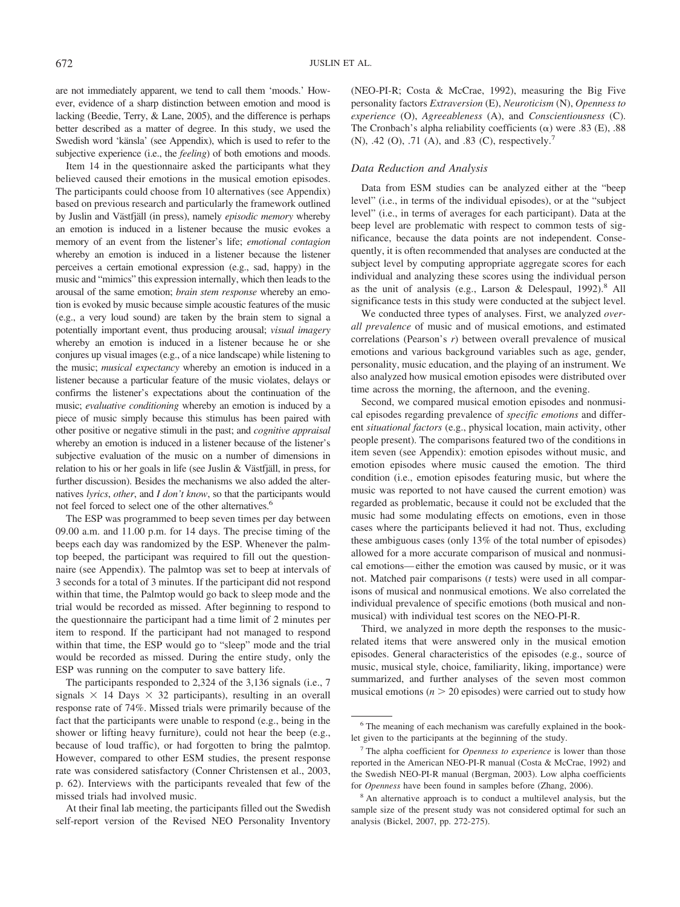are not immediately apparent, we tend to call them 'moods.' However, evidence of a sharp distinction between emotion and mood is lacking (Beedie, Terry, & Lane, 2005), and the difference is perhaps better described as a matter of degree. In this study, we used the Swedish word 'känsla' (see Appendix), which is used to refer to the subjective experience (i.e., the *feeling*) of both emotions and moods.

Item 14 in the questionnaire asked the participants what they believed caused their emotions in the musical emotion episodes. The participants could choose from 10 alternatives (see Appendix) based on previous research and particularly the framework outlined by Juslin and Västfjäll (in press), namely *episodic memory* whereby an emotion is induced in a listener because the music evokes a memory of an event from the listener's life; *emotional contagion* whereby an emotion is induced in a listener because the listener perceives a certain emotional expression (e.g., sad, happy) in the music and "mimics" this expression internally, which then leads to the arousal of the same emotion; *brain stem response* whereby an emotion is evoked by music because simple acoustic features of the music (e.g., a very loud sound) are taken by the brain stem to signal a potentially important event, thus producing arousal; *visual imagery* whereby an emotion is induced in a listener because he or she conjures up visual images (e.g., of a nice landscape) while listening to the music; *musical expectancy* whereby an emotion is induced in a listener because a particular feature of the music violates, delays or confirms the listener's expectations about the continuation of the music; *evaluative conditioning* whereby an emotion is induced by a piece of music simply because this stimulus has been paired with other positive or negative stimuli in the past; and *cognitive appraisal* whereby an emotion is induced in a listener because of the listener's subjective evaluation of the music on a number of dimensions in relation to his or her goals in life (see Juslin & Västfjäll, in press, for further discussion). Besides the mechanisms we also added the alternatives *lyrics*, *other*, and *I don't know*, so that the participants would not feel forced to select one of the other alternatives.[6]

The ESP was programmed to beep seven times per day between 09.00 a.m. and 11.00 p.m. for 14 days. The precise timing of the beeps each day was randomized by the ESP. Whenever the palmtop beeped, the participant was required to fill out the questionnaire (see Appendix). The palmtop was set to beep at intervals of 3 seconds for a total of 3 minutes. If the participant did not respond within that time, the Palmtop would go back to sleep mode and the trial would be recorded as missed. After beginning to respond to the questionnaire the participant had a time limit of 2 minutes per item to respond. If the participant had not managed to respond within that time, the ESP would go to "sleep" mode and the trial would be recorded as missed. During the entire study, only the ESP was running on the computer to save battery life.

The participants responded to 2,324 of the 3,136 signals (i.e., 7 signals × 14 Days × 32 participants), resulting in an overall response rate of 74%. Missed trials were primarily because of the fact that the participants were unable to respond (e.g., being in the shower or lifting heavy furniture), could not hear the beep (e.g., because of loud traffic), or had forgotten to bring the palmtop. However, compared to other ESM studies, the present response rate was considered satisfactory (Conner Christensen et al., 2003, p. 62). Interviews with the participants revealed that few of the missed trials had involved music.

At their final lab meeting, the participants filled out the Swedish self-report version of the Revised NEO Personality Inventory (NEO-PI-R; Costa & McCrae, 1992), measuring the Big Five personality factors *Extraversion* (E), *Neuroticism* (N), *Openness to experience* (O), *Agreeableness* (A), and *Conscientiousness* (C). The Cronbach's alpha reliability coefficients ($\alpha$) were .83 (E), .88 (N), .42 (O), .71 (A), and .83 (C), respectively.[7]

### Data Reduction and Analysis

Data from ESM studies can be analyzed either at the "beep level" (i.e., in terms of the individual episodes), or at the "subject level" (i.e., in terms of averages for each participant). Data at the beep level are problematic with respect to common tests of significance, because the data points are not independent. Consequently, it is often recommended that analyses are conducted at the subject level by computing appropriate aggregate scores for each individual and analyzing these scores using the individual person as the unit of analysis (e.g., Larson & Delespaul, 1992).[8] All significance tests in this study were conducted at the subject level.

We conducted three types of analyses. First, we analyzed *overall prevalence* of music and of musical emotions, and estimated correlations (Pearson's $r$) between overall prevalence of musical emotions and various background variables such as age, gender, personality, music education, and the playing of an instrument. We also analyzed how musical emotion episodes were distributed over time across the morning, the afternoon, and the evening.

Second, we compared musical emotion episodes and nonmusical episodes regarding prevalence of *specific emotions* and different *situational factors* (e.g., physical location, main activity, other people present). The comparisons featured two of the conditions in item seven (see Appendix): emotion episodes without music, and emotion episodes where music caused the emotion. The third condition (i.e., emotion episodes featuring music, but where the music was reported to not have caused the current emotion) was regarded as problematic, because it could not be excluded that the music had some modulating effects on emotions, even in those cases where the participants believed it had not. Thus, excluding these ambiguous cases (only 13% of the total number of episodes) allowed for a more accurate comparison of musical and nonmusical emotions—either the emotion was caused by music, or it was not. Matched pair comparisons ($t$ tests) were used in all comparisons of musical and nonmusical emotions. We also correlated the individual prevalence of specific emotions (both musical and nonmusical) with individual test scores on the NEO-PI-R.

Third, we analyzed in more depth the responses to the music-related items that were answered only in the musical emotion episodes. General characteristics of the episodes (e.g., source of music, musical style, choice, familiarity, liking, importance) were summarized, and further analyses of the seven most common musical emotions ($n > 20$ episodes) were carried out to study how

---

[6] The meaning of each mechanism was carefully explained in the booklet given to the participants at the beginning of the study.

[7] The alpha coefficient for *Openness to experience* is lower than those reported in the American NEO-PI-R manual (Costa & McCrae, 1992) and the Swedish NEO-PI-R manual (Bergman, 2003). Low alpha coefficients for *Openness* have been found in samples before (Zhang, 2006).

[8] An alternative approach is to conduct a multilevel analysis, but the sample size of the present study was not considered optimal for such an analysis (Bickel, 2007, pp. 272-275).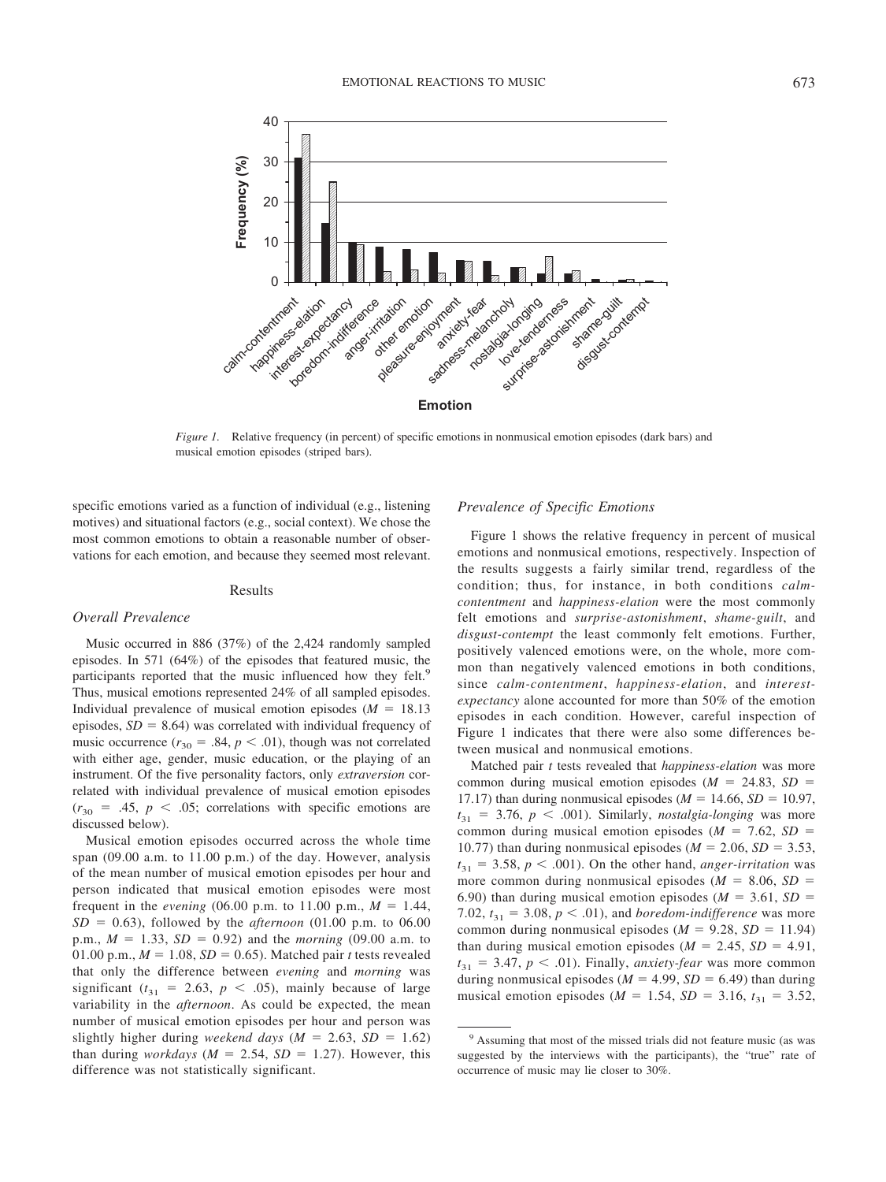*Figure 1.* Relative frequency (in percent) of specific emotions in nonmusical emotion episodes (dark bars) and musical emotion episodes (striped bars).

specific emotions varied as a function of individual (e.g., listening motives) and situational factors (e.g., social context). We chose the most common emotions to obtain a reasonable number of observations for each emotion, and because they seemed most relevant.

## Results

### Overall Prevalence

Music occurred in 886 (37%) of the 2,424 randomly sampled episodes. In 571 (64%) of the episodes that featured music, the participants reported that the music influenced how they felt.[9] Thus, musical emotions represented 24% of all sampled episodes. Individual prevalence of musical emotion episodes ($M$ = 18.13 episodes, $SD$ = 8.64) was correlated with individual frequency of music occurrence ($r_{30}$ = .84, $p < .01$), though was not correlated with either age, gender, music education, or the playing of an instrument. Of the five personality factors, only *extraversion* correlated with individual prevalence of musical emotion episodes ($r_{30}$ = .45, $p < .05$; correlations with specific emotions are discussed below).

Musical emotion episodes occurred across the whole time span (09.00 a.m. to 11.00 p.m.) of the day. However, analysis of the mean number of musical emotion episodes per hour and person indicated that musical emotion episodes were most frequent in the *evening* (06.00 p.m. to 11.00 p.m., $M$ = 1.44, $SD$ = 0.63), followed by the *afternoon* (01.00 p.m. to 06.00 p.m., $M$ = 1.33, $SD$ = 0.92) and the *morning* (09.00 a.m. to 01.00 p.m., $M$ = 1.08, $SD$ = 0.65). Matched pair $t$ tests revealed that only the difference between *evening* and *morning* was significant ($t_{31}$ = 2.63, $p < .05$), mainly because of large variability in the *afternoon*. As could be expected, the mean number of musical emotion episodes per hour and person was slightly higher during *weekend days* ($M$ = 2.63, $SD$ = 1.62) than during *workdays* ($M$ = 2.54, $SD$ = 1.27). However, this difference was not statistically significant.

### Prevalence of Specific Emotions

Figure 1 shows the relative frequency in percent of musical emotions and nonmusical emotions, respectively. Inspection of the results suggests a fairly similar trend, regardless of the condition; thus, for instance, in both conditions *calm-contentment* and *happiness-elation* were the most commonly felt emotions and *surprise-astonishment*, *shame-guilt*, and *disgust-contempt* the least commonly felt emotions. Further, positively valenced emotions were, on the whole, more common than negatively valenced emotions in both conditions, since *calm-contentment*, *happiness-elation*, and *interest-expectancy* alone accounted for more than 50% of the emotion episodes in each condition. However, careful inspection of Figure 1 indicates that there were also some differences between musical and nonmusical emotions.

Matched pair $t$ tests revealed that *happiness-elation* was more common during musical emotion episodes ($M$ = 24.83, $SD$ = 17.17) than during nonmusical episodes ($M$ = 14.66, $SD$ = 10.97, $t_{31}$ = 3.76, $p < .001$). Similarly, *nostalgia-longing* was more common during musical emotion episodes ($M$ = 7.62, $SD$ = 10.77) than during nonmusical episodes ($M$ = 2.06, $SD$ = 3.53, $t_{31}$ = 3.58, $p < .001$). On the other hand, *anger-irritation* was more common during nonmusical episodes ($M$ = 8.06, $SD$ = 6.90) than during musical emotion episodes ($M$ = 3.61, $SD$ = 7.02, $t_{31}$ = 3.08, $p < .01$), and *boredom-indifference* was more common during nonmusical episodes ($M$ = 9.28, $SD$ = 11.94) than during musical emotion episodes ($M$ = 2.45, $SD$ = 4.91, $t_{31}$ = 3.47, $p < .01$). Finally, *anxiety-fear* was more common during nonmusical episodes ($M$ = 4.99, $SD$ = 6.49) than during musical emotion episodes ($M$ = 1.54, $SD$ = 3.16, $t_{31}$ = 3.52,

[9] Assuming that most of the missed trials did not feature music (as was suggested by the interviews with the participants), the "true" rate of occurrence of music may lie closer to 30%.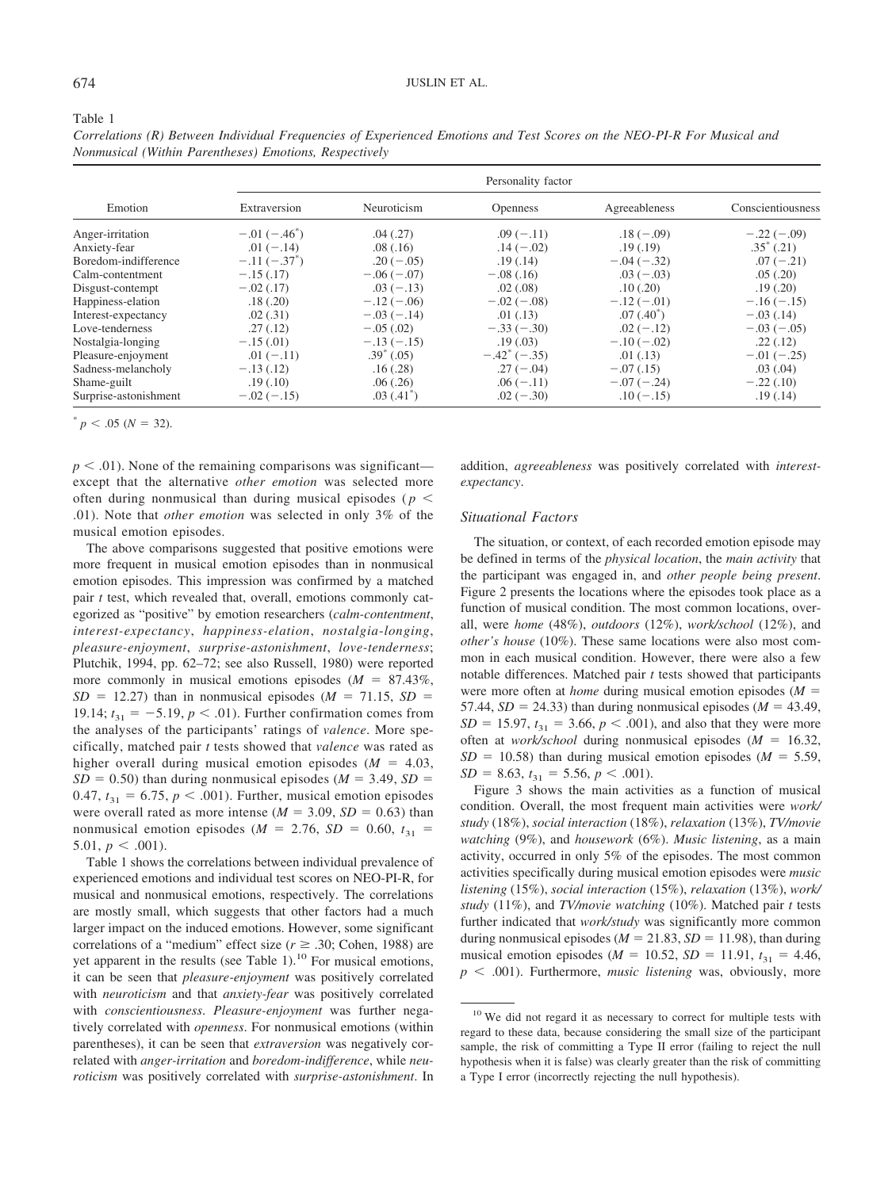Table 1

*Correlations (R) Between Individual Frequencies of Experienced Emotions and Test Scores on the NEO-PI-R For Musical and Nonmusical (Within Parentheses) Emotions, Respectively*

| Emotion | Personality factor | | | | |
|---|---|---|---|---|---|
| | Extraversion | Neuroticism | Openness | Agreeableness | Conscientiousness |
| Anger-irritation | −.01 (−.46*) | .04 (.27) | .09 (−.11) | .18 (−.09) | −.22 (−.09) |
| Anxiety-fear | .01 (−.14) | .08 (.16) | .14 (−.02) | .19 (.19) | .35* (.21) |
| Boredom-indifference | −.11 (−.37*) | .20 (−.05) | .19 (.14) | −.04 (−.32) | .07 (−.21) |
| Calm-contentment | −.15 (.17) | −.06 (−.07) | −.08 (.16) | .03 (−.03) | .05 (.20) |
| Disgust-contempt | −.02 (.17) | .03 (−.13) | .02 (.08) | .10 (.20) | .19 (.20) |
| Happiness-elation | .18 (.20) | −.12 (−.06) | −.02 (−.08) | −.12 (−.01) | −.16 (−.15) |
| Interest-expectancy | .02 (.31) | −.03 (−.14) | .01 (.13) | .07 (.40*) | −.03 (.14) |
| Love-tenderness | .27 (.12) | −.05 (.02) | −.33 (−.30) | .02 (−.12) | −.03 (−.05) |
| Nostalgia-longing | −.15 (.01) | −.13 (−.15) | .19 (.03) | −.10 (−.02) | .22 (.12) |
| Pleasure-enjoyment | .01 (−.11) | .39* (.05) | −.42* (−.35) | .01 (.13) | −.01 (−.25) |
| Sadness-melancholy | −.13 (.12) | .16 (.28) | .27 (−.04) | −.07 (.15) | .03 (.04) |
| Shame-guilt | .19 (.10) | .06 (.26) | .06 (−.11) | −.07 (−.24) | −.22 (.10) |
| Surprise-astonishment | −.02 (−.15) | .03 (.41*) | .02 (−.30) | .10 (−.15) | .19 (.14) |

* $p < .05$ ($N = 32$).

$p < .01$). None of the remaining comparisons was significant—except that the alternative *other emotion* was selected more often during nonmusical than during musical episodes ($p < .01$). Note that *other emotion* was selected in only 3% of the musical emotion episodes.

The above comparisons suggested that positive emotions were more frequent in musical emotion episodes than in nonmusical emotion episodes. This impression was confirmed by a matched pair *t* test, which revealed that, overall, emotions commonly categorized as "positive" by emotion researchers (*calm-contentment*, *interest-expectancy*, *happiness-elation*, *nostalgia-longing*, *pleasure-enjoyment*, *surprise-astonishment*, *love-tenderness*; Plutchik, 1994, pp. 62–72; see also Russell, 1980) were reported more commonly in musical emotions episodes ($M = 87.43\%$, $SD = 12.27$) than in nonmusical episodes ($M = 71.15$, $SD = 19.14$; $t_{31} = -5.19$, $p < .01$). Further confirmation comes from the analyses of the participants' ratings of *valence*. More specifically, matched pair *t* tests showed that *valence* was rated as higher overall during musical emotion episodes ($M = 4.03$, $SD = 0.50$) than during nonmusical episodes ($M = 3.49$, $SD = 0.47$, $t_{31} = 6.75$, $p < .001$). Further, musical emotion episodes were overall rated as more intense ($M = 3.09$, $SD = 0.63$) than nonmusical emotion episodes ($M = 2.76$, $SD = 0.60$, $t_{31} = 5.01$, $p < .001$).

Table 1 shows the correlations between individual prevalence of experienced emotions and individual test scores on NEO-PI-R, for musical and nonmusical emotions, respectively. The correlations are mostly small, which suggests that other factors had a much larger impact on the induced emotions. However, some significant correlations of a "medium" effect size ($r \geq .30$; Cohen, 1988) are yet apparent in the results (see Table 1).[10] For musical emotions, it can be seen that *pleasure-enjoyment* was positively correlated with *neuroticism* and that *anxiety-fear* was positively correlated with *conscientiousness*. *Pleasure-enjoyment* was further negatively correlated with *openness*. For nonmusical emotions (within parentheses), it can be seen that *extraversion* was negatively correlated with *anger-irritation* and *boredom-indifference*, while *neuroticism* was positively correlated with *surprise-astonishment*. In addition, *agreeableness* was positively correlated with *interest-expectancy*.

### Situational Factors

The situation, or context, of each recorded emotion episode may be defined in terms of the *physical location*, the *main activity* that the participant was engaged in, and *other people being present*. Figure 2 presents the locations where the episodes took place as a function of musical condition. The most common locations, overall, were *home* (48%), *outdoors* (12%), *work/school* (12%), and *other's house* (10%). These same locations were also most common in each musical condition. However, there were also a few notable differences. Matched pair *t* tests showed that participants were more often at *home* during musical emotion episodes ($M = 57.44$, $SD = 24.33$) than during nonmusical episodes ($M = 43.49$, $SD = 15.97$, $t_{31} = 3.66$, $p < .001$), and also that they were more often at *work/school* during nonmusical episodes ($M = 16.32$, $SD = 10.58$) than during musical emotion episodes ($M = 5.59$, $SD = 8.63$, $t_{31} = 5.56$, $p < .001$).

Figure 3 shows the main activities as a function of musical condition. Overall, the most frequent main activities were *work/study* (18%), *social interaction* (18%), *relaxation* (13%), *TV/movie watching* (9%), and *housework* (6%). *Music listening*, as a main activity, occurred in only 5% of the episodes. The most common activities specifically during musical emotion episodes were *music listening* (15%), *social interaction* (15%), *relaxation* (13%), *work/study* (11%), and *TV/movie watching* (10%). Matched pair *t* tests further indicated that *work/study* was significantly more common during nonmusical episodes ($M = 21.83$, $SD = 11.98$), than during musical emotion episodes ($M = 10.52$, $SD = 11.91$, $t_{31} = 4.46$, $p < .001$). Furthermore, *music listening* was, obviously, more

[10] We did not regard it as necessary to correct for multiple tests with regard to these data, because considering the small size of the participant sample, the risk of committing a Type II error (failing to reject the null hypothesis when it is false) was clearly greater than the risk of committing a Type I error (incorrectly rejecting the null hypothesis).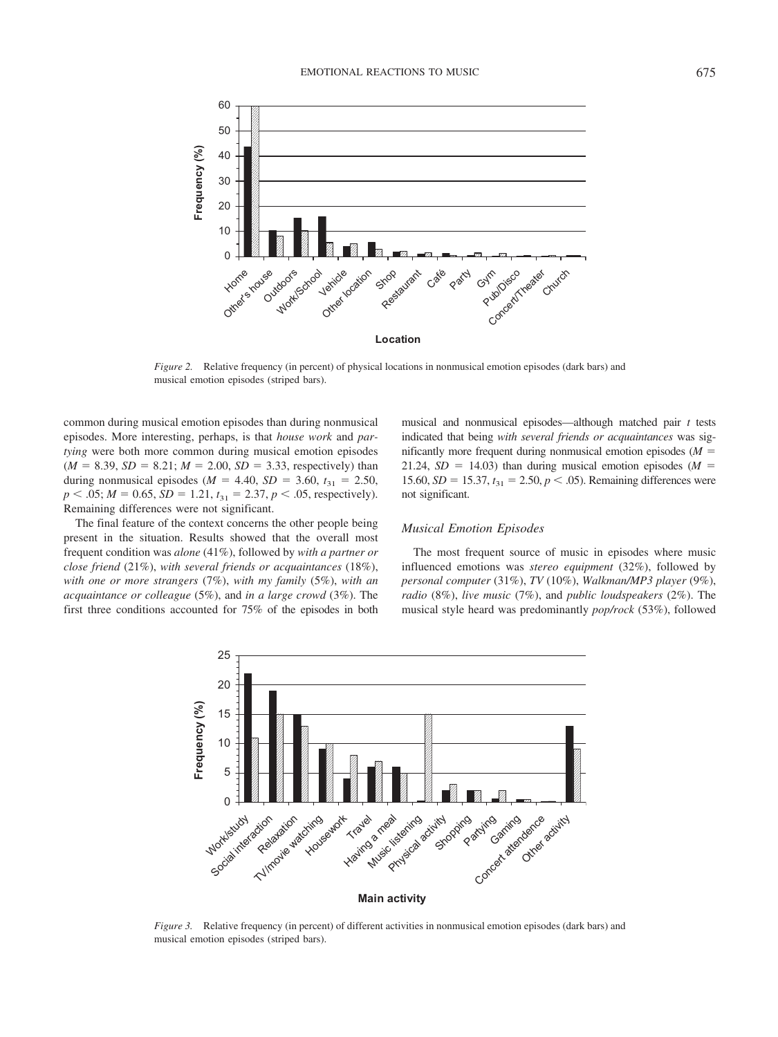*Figure 2.* Relative frequency (in percent) of physical locations in nonmusical emotion episodes (dark bars) and musical emotion episodes (striped bars).

common during musical emotion episodes than during nonmusical episodes. More interesting, perhaps, is that *house work* and *partying* were both more common during musical emotion episodes ($M$ = 8.39, $SD$ = 8.21; $M$ = 2.00, $SD$ = 3.33, respectively) than during nonmusical episodes ($M$ = 4.40, $SD$ = 3.60, $t_{31}$ = 2.50, $p < .05$; $M$ = 0.65, $SD$ = 1.21, $t_{31}$ = 2.37, $p < .05$, respectively). Remaining differences were not significant.

The final feature of the context concerns the other people being present in the situation. Results showed that the overall most frequent condition was *alone* (41%), followed by *with a partner or close friend* (21%), *with several friends or acquaintances* (18%), *with one or more strangers* (7%), *with my family* (5%), *with an acquaintance or colleague* (5%), and *in a large crowd* (3%). The first three conditions accounted for 75% of the episodes in both musical and nonmusical episodes—although matched pair $t$ tests indicated that being *with several friends or acquaintances* was significantly more frequent during nonmusical emotion episodes ($M$ = 21.24, $SD$ = 14.03) than during musical emotion episodes ($M$ = 15.60, $SD$ = 15.37, $t_{31}$ = 2.50, $p < .05$). Remaining differences were not significant.

### Musical Emotion Episodes

The most frequent source of music in episodes where music influenced emotions was *stereo equipment* (32%), followed by *personal computer* (31%), *TV* (10%), *Walkman/MP3 player* (9%), *radio* (8%), *live music* (7%), and *public loudspeakers* (2%). The musical style heard was predominantly *pop/rock* (53%), followed

*Figure 3.* Relative frequency (in percent) of different activities in nonmusical emotion episodes (dark bars) and musical emotion episodes (striped bars).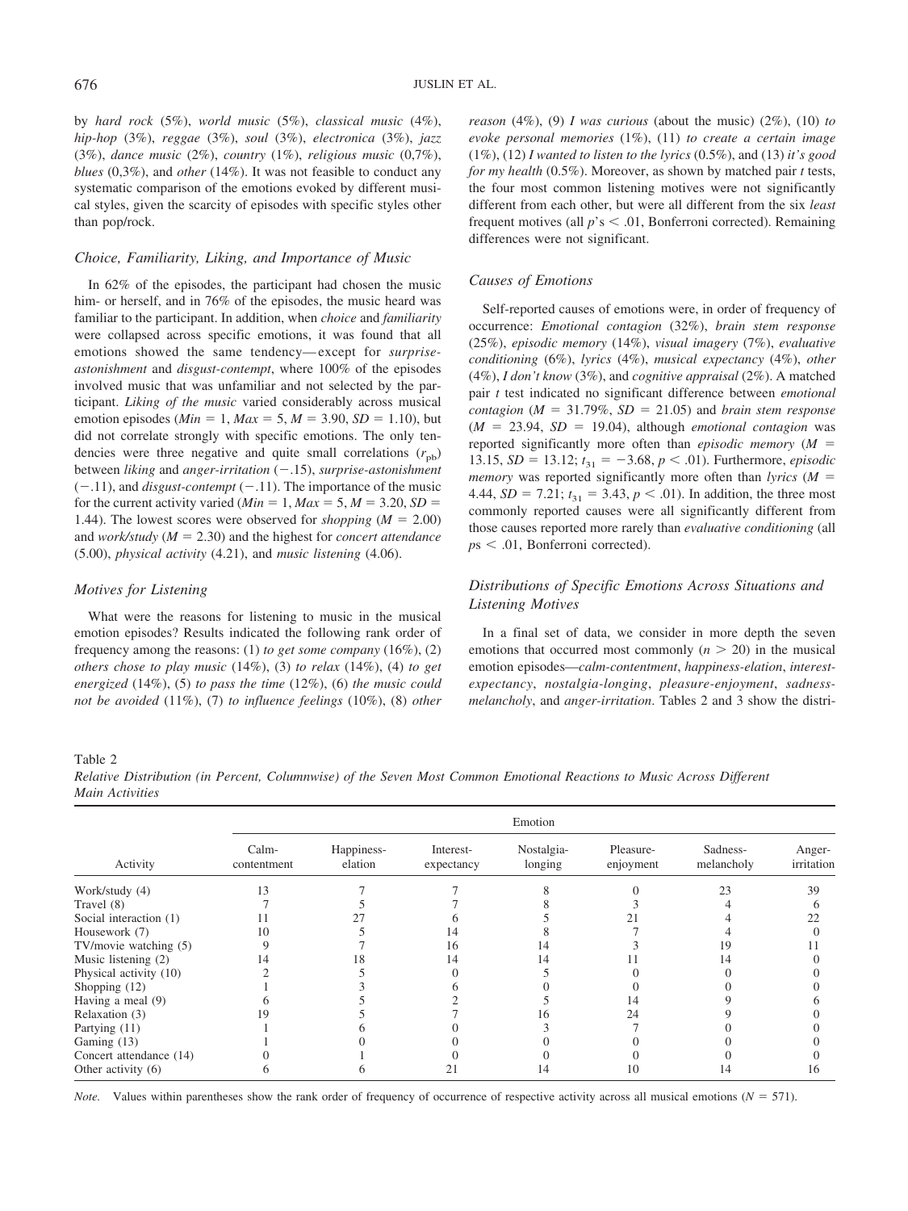by *hard rock* (5%), *world music* (5%), *classical music* (4%), *hip-hop* (3%), *reggae* (3%), *soul* (3%), *electronica* (3%), *jazz* (3%), *dance music* (2%), *country* (1%), *religious music* (0,7%), *blues* (0,3%), and *other* (14%). It was not feasible to conduct any systematic comparison of the emotions evoked by different musical styles, given the scarcity of episodes with specific styles other than pop/rock.

### Choice, Familiarity, Liking, and Importance of Music

In 62% of the episodes, the participant had chosen the music him- or herself, and in 76% of the episodes, the music heard was familiar to the participant. In addition, when *choice* and *familiarity* were collapsed across specific emotions, it was found that all emotions showed the same tendency—except for *surprise-astonishment* and *disgust-contempt*, where 100% of the episodes involved music that was unfamiliar and not selected by the participant. *Liking of the music* varied considerably across musical emotion episodes (*Min* = 1, *Max* = 5, *M* = 3.90, *SD* = 1.10), but did not correlate strongly with specific emotions. The only tendencies were three negative and quite small correlations ($r_{pb}$) between *liking* and *anger-irritation* (−.15), *surprise-astonishment* (−.11), and *disgust-contempt* (−.11). The importance of the music for the current activity varied (*Min* = 1, *Max* = 5, *M* = 3.20, *SD* = 1.44). The lowest scores were observed for *shopping* (*M* = 2.00) and *work/study* (*M* = 2.30) and the highest for *concert attendance* (5.00), *physical activity* (4.21), and *music listening* (4.06).

### Motives for Listening

What were the reasons for listening to music in the musical emotion episodes? Results indicated the following rank order of frequency among the reasons: (1) *to get some company* (16%), (2) *others chose to play music* (14%), (3) *to relax* (14%), (4) *to get energized* (14%), (5) *to pass the time* (12%), (6) *the music could not be avoided* (11%), (7) *to influence feelings* (10%), (8) *other reason* (4%), (9) *I was curious* (about the music) (2%), (10) *to evoke personal memories* (1%), (11) *to create a certain image* (1%), (12) *I wanted to listen to the lyrics* (0.5%), and (13) *it's good for my health* (0.5%). Moreover, as shown by matched pair *t* tests, the four most common listening motives were not significantly different from each other, but were all different from the six *least* frequent motives (all *p*'s < .01, Bonferroni corrected). Remaining differences were not significant.

### Causes of Emotions

Self-reported causes of emotions were, in order of frequency of occurrence: *Emotional contagion* (32%), *brain stem response* (25%), *episodic memory* (14%), *visual imagery* (7%), *evaluative conditioning* (6%), *lyrics* (4%), *musical expectancy* (4%), *other* (4%), *I don't know* (3%), and *cognitive appraisal* (2%). A matched pair *t* test indicated no significant difference between *emotional contagion* (*M* = 31.79%, *SD* = 21.05) and *brain stem response* (*M* = 23.94, *SD* = 19.04), although *emotional contagion* was reported significantly more often than *episodic memory* (*M* = 13.15, *SD* = 13.12; $t_{31}$ = −3.68, *p* < .01). Furthermore, *episodic memory* was reported significantly more often than *lyrics* (*M* = 4.44, *SD* = 7.21; $t_{31}$ = 3.43, *p* < .01). In addition, the three most commonly reported causes were all significantly different from those causes reported more rarely than *evaluative conditioning* (all *p*s < .01, Bonferroni corrected).

### Distributions of Specific Emotions Across Situations and Listening Motives

In a final set of data, we consider in more depth the seven emotions that occurred most commonly (*n* > 20) in the musical emotion episodes—*calm-contentment*, *happiness-elation*, *interest-expectancy*, *nostalgia-longing*, *pleasure-enjoyment*, *sadness-melancholy*, and *anger-irritation*. Tables 2 and 3 show the distri-

Table 2
*Relative Distribution (in Percent, Columnwise) of the Seven Most Common Emotional Reactions to Music Across Different Main Activities*

| | Emotion | | | | | | |
|---|---|---|---|---|---|---|---|
| Activity | Calm-contentment | Happiness-elation | Interest-expectancy | Nostalgia-longing | Pleasure-enjoyment | Sadness-melancholy | Anger-irritation |
| Work/study (4) | 13 | 7 | 7 | 8 | 0 | 23 | 39 |
| Travel (8) | 7 | 5 | 7 | 8 | 3 | 4 | 6 |
| Social interaction (1) | 11 | 27 | 6 | 5 | 21 | 4 | 22 |
| Housework (7) | 10 | 5 | 14 | 8 | 7 | 4 | 0 |
| TV/movie watching (5) | 9 | 7 | 16 | 14 | 3 | 19 | 11 |
| Music listening (2) | 14 | 18 | 14 | 14 | 11 | 14 | 0 |
| Physical activity (10) | 2 | 5 | 0 | 5 | 0 | 0 | 0 |
| Shopping (12) | 1 | 3 | 6 | 0 | 0 | 0 | 0 |
| Having a meal (9) | 6 | 5 | 2 | 5 | 14 | 9 | 6 |
| Relaxation (3) | 19 | 5 | 7 | 16 | 24 | 9 | 0 |
| Partying (11) | 1 | 6 | 0 | 3 | 7 | 0 | 0 |
| Gaming (13) | 1 | 0 | 0 | 0 | 0 | 0 | 0 |
| Concert attendance (14) | 0 | 1 | 0 | 0 | 0 | 0 | 0 |
| Other activity (6) | 6 | 6 | 21 | 14 | 10 | 14 | 16 |

*Note.* Values within parentheses show the rank order of frequency of occurrence of respective activity across all musical emotions (*N* = 571).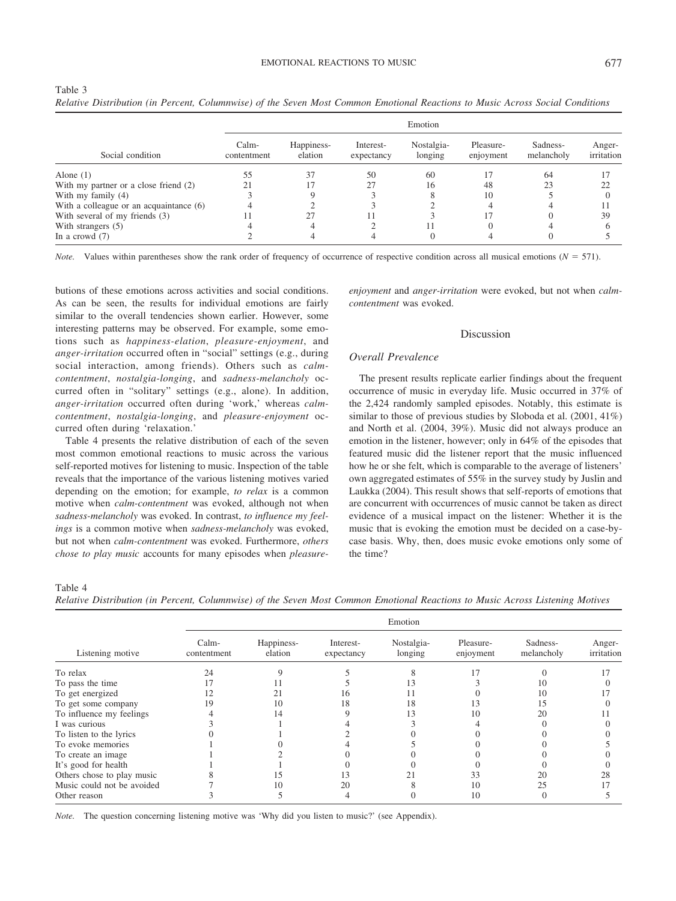Table 3
*Relative Distribution (in Percent, Columnwise) of the Seven Most Common Emotional Reactions to Music Across Social Conditions*

| Social condition | Emotion | | | | | | |
|---|---|---|---|---|---|---|---|
| | Calm-contentment | Happiness-elation | Interest-expectancy | Nostalgia-longing | Pleasure-enjoyment | Sadness-melancholy | Anger-irritation |
| Alone (1) | 55 | 37 | 50 | 60 | 17 | 64 | 17 |
| With my partner or a close friend (2) | 21 | 17 | 27 | 16 | 48 | 23 | 22 |
| With my family (4) | 3 | 9 | 3 | 8 | 10 | 5 | 0 |
| With a colleague or an acquaintance (6) | 4 | 2 | 3 | 2 | 4 | 4 | 11 |
| With several of my friends (3) | 11 | 27 | 11 | 3 | 17 | 0 | 39 |
| With strangers (5) | 4 | 4 | 2 | 11 | 0 | 4 | 6 |
| In a crowd (7) | 2 | 4 | 4 | 0 | 4 | 0 | 5 |

*Note.* Values within parentheses show the rank order of frequency of occurrence of respective condition across all musical emotions ($N = 571$).

butions of these emotions across activities and social conditions. As can be seen, the results for individual emotions are fairly similar to the overall tendencies shown earlier. However, some interesting patterns may be observed. For example, some emotions such as *happiness-elation*, *pleasure-enjoyment*, and *anger-irritation* occurred often in "social" settings (e.g., during social interaction, among friends). Others such as *calm-contentment*, *nostalgia-longing*, and *sadness-melancholy* occurred often in "solitary" settings (e.g., alone). In addition, *anger-irritation* occurred often during 'work,' whereas *calm-contentment*, *nostalgia-longing*, and *pleasure-enjoyment* occurred often during 'relaxation.'

Table 4 presents the relative distribution of each of the seven most common emotional reactions to music across the various self-reported motives for listening to music. Inspection of the table reveals that the importance of the various listening motives varied depending on the emotion; for example, *to relax* is a common motive when *calm-contentment* was evoked, although not when *sadness-melancholy* was evoked. In contrast, *to influence my feelings* is a common motive when *sadness-melancholy* was evoked, but not when *calm-contentment* was evoked. Furthermore, *others chose to play music* accounts for many episodes when *pleasure-enjoyment* and *anger-irritation* were evoked, but not when *calm-contentment* was evoked.

## Discussion

### Overall Prevalence

The present results replicate earlier findings about the frequent occurrence of music in everyday life. Music occurred in 37% of the 2,424 randomly sampled episodes. Notably, this estimate is similar to those of previous studies by Sloboda et al. (2001, 41%) and North et al. (2004, 39%). Music did not always produce an emotion in the listener, however; only in 64% of the episodes that featured music did the listener report that the music influenced how he or she felt, which is comparable to the average of listeners' own aggregated estimates of 55% in the survey study by Juslin and Laukka (2004). This result shows that self-reports of emotions that are concurrent with occurrences of music cannot be taken as direct evidence of a musical impact on the listener: Whether it is the music that is evoking the emotion must be decided on a case-by-case basis. Why, then, does music evoke emotions only some of the time?

Table 4
*Relative Distribution (in Percent, Columnwise) of the Seven Most Common Emotional Reactions to Music Across Listening Motives*

| Listening motive | Emotion | | | | | | |
|---|---|---|---|---|---|---|---|
| | Calm-contentment | Happiness-elation | Interest-expectancy | Nostalgia-longing | Pleasure-enjoyment | Sadness-melancholy | Anger-irritation |
| To relax | 24 | 9 | 5 | 8 | 17 | 0 | 17 |
| To pass the time | 17 | 11 | 5 | 13 | 3 | 10 | 0 |
| To get energized | 12 | 21 | 16 | 11 | 0 | 10 | 17 |
| To get some company | 19 | 10 | 18 | 18 | 13 | 15 | 0 |
| To influence my feelings | 4 | 14 | 9 | 13 | 10 | 20 | 11 |
| I was curious | 3 | 1 | 4 | 3 | 4 | 0 | 0 |
| To listen to the lyrics | 0 | 1 | 2 | 0 | 0 | 0 | 0 |
| To evoke memories | 1 | 0 | 4 | 5 | 0 | 0 | 5 |
| To create an image | 1 | 2 | 0 | 0 | 0 | 0 | 0 |
| It's good for health | 1 | 1 | 0 | 0 | 0 | 0 | 0 |
| Others chose to play music | 8 | 15 | 13 | 21 | 33 | 20 | 28 |
| Music could not be avoided | 7 | 10 | 20 | 8 | 10 | 25 | 17 |
| Other reason | 3 | 5 | 4 | 0 | 10 | 0 | 5 |

*Note.* The question concerning listening motive was 'Why did you listen to music?' (see Appendix).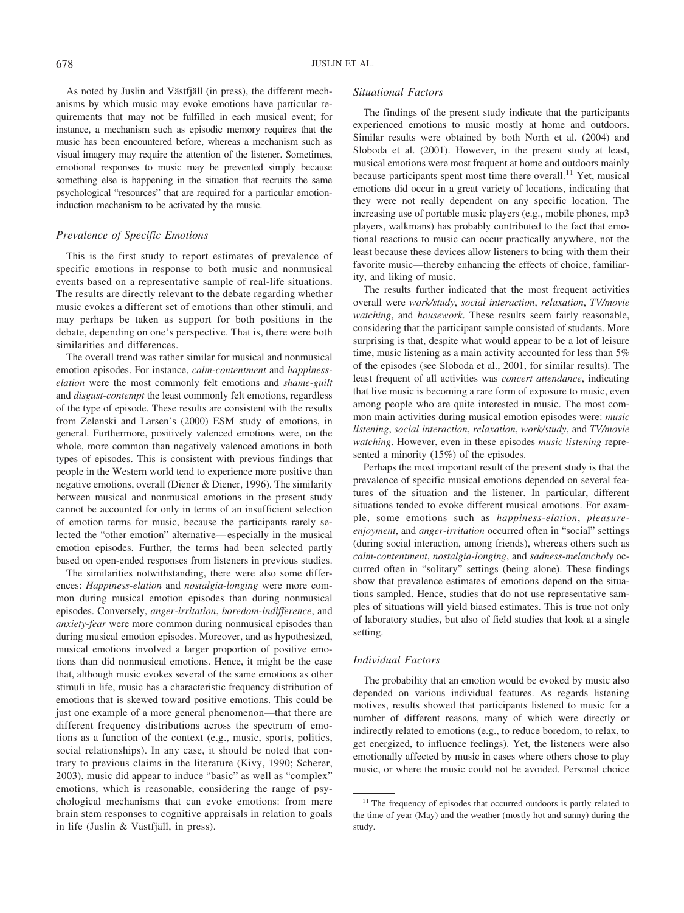As noted by Juslin and Västfjäll (in press), the different mechanisms by which music may evoke emotions have particular requirements that may not be fulfilled in each musical event; for instance, a mechanism such as episodic memory requires that the music has been encountered before, whereas a mechanism such as visual imagery may require the attention of the listener. Sometimes, emotional responses to music may be prevented simply because something else is happening in the situation that recruits the same psychological "resources" that are required for a particular emotion-induction mechanism to be activated by the music.

### Prevalence of Specific Emotions

This is the first study to report estimates of prevalence of specific emotions in response to both music and nonmusical events based on a representative sample of real-life situations. The results are directly relevant to the debate regarding whether music evokes a different set of emotions than other stimuli, and may perhaps be taken as support for both positions in the debate, depending on one's perspective. That is, there were both similarities and differences.

The overall trend was rather similar for musical and nonmusical emotion episodes. For instance, *calm-contentment* and *happiness-elation* were the most commonly felt emotions and *shame-guilt* and *disgust-contempt* the least commonly felt emotions, regardless of the type of episode. These results are consistent with the results from Zelenski and Larsen's (2000) ESM study of emotions, in general. Furthermore, positively valenced emotions were, on the whole, more common than negatively valenced emotions in both types of episodes. This is consistent with previous findings that people in the Western world tend to experience more positive than negative emotions, overall (Diener & Diener, 1996). The similarity between musical and nonmusical emotions in the present study cannot be accounted for only in terms of an insufficient selection of emotion terms for music, because the participants rarely selected the "other emotion" alternative—especially in the musical emotion episodes. Further, the terms had been selected partly based on open-ended responses from listeners in previous studies.

The similarities notwithstanding, there were also some differences: *Happiness-elation* and *nostalgia-longing* were more common during musical emotion episodes than during nonmusical episodes. Conversely, *anger-irritation*, *boredom-indifference*, and *anxiety-fear* were more common during nonmusical episodes than during musical emotion episodes. Moreover, and as hypothesized, musical emotions involved a larger proportion of positive emotions than did nonmusical emotions. Hence, it might be the case that, although music evokes several of the same emotions as other stimuli in life, music has a characteristic frequency distribution of emotions that is skewed toward positive emotions. This could be just one example of a more general phenomenon—that there are different frequency distributions across the spectrum of emotions as a function of the context (e.g., music, sports, politics, social relationships). In any case, it should be noted that contrary to previous claims in the literature (Kivy, 1990; Scherer, 2003), music did appear to induce "basic" as well as "complex" emotions, which is reasonable, considering the range of psychological mechanisms that can evoke emotions: from mere brain stem responses to cognitive appraisals in relation to goals in life (Juslin & Västfjäll, in press).

### Situational Factors

The findings of the present study indicate that the participants experienced emotions to music mostly at home and outdoors. Similar results were obtained by both North et al. (2004) and Sloboda et al. (2001). However, in the present study at least, musical emotions were most frequent at home and outdoors mainly because participants spent most time there overall.[11] Yet, musical emotions did occur in a great variety of locations, indicating that they were not really dependent on any specific location. The increasing use of portable music players (e.g., mobile phones, mp3 players, walkmans) has probably contributed to the fact that emotional reactions to music can occur practically anywhere, not the least because these devices allow listeners to bring with them their favorite music—thereby enhancing the effects of choice, familiarity, and liking of music.

The results further indicated that the most frequent activities overall were *work/study*, *social interaction*, *relaxation*, *TV/movie watching*, and *housework*. These results seem fairly reasonable, considering that the participant sample consisted of students. More surprising is that, despite what would appear to be a lot of leisure time, music listening as a main activity accounted for less than 5% of the episodes (see Sloboda et al., 2001, for similar results). The least frequent of all activities was *concert attendance*, indicating that live music is becoming a rare form of exposure to music, even among people who are quite interested in music. The most common main activities during musical emotion episodes were: *music listening*, *social interaction*, *relaxation*, *work/study*, and *TV/movie watching*. However, even in these episodes *music listening* represented a minority (15%) of the episodes.

Perhaps the most important result of the present study is that the prevalence of specific musical emotions depended on several features of the situation and the listener. In particular, different situations tended to evoke different musical emotions. For example, some emotions such as *happiness-elation*, *pleasure-enjoyment*, and *anger-irritation* occurred often in "social" settings (during social interaction, among friends), whereas others such as *calm-contentment*, *nostalgia-longing*, and *sadness-melancholy* occurred often in "solitary" settings (being alone). These findings show that prevalence estimates of emotions depend on the situations sampled. Hence, studies that do not use representative samples of situations will yield biased estimates. This is true not only of laboratory studies, but also of field studies that look at a single setting.

### Individual Factors

The probability that an emotion would be evoked by music also depended on various individual features. As regards listening motives, results showed that participants listened to music for a number of different reasons, many of which were directly or indirectly related to emotions (e.g., to reduce boredom, to relax, to get energized, to influence feelings). Yet, the listeners were also emotionally affected by music in cases where others chose to play music, or where the music could not be avoided. Personal choice

[11] The frequency of episodes that occurred outdoors is partly related to the time of year (May) and the weather (mostly hot and sunny) during the study.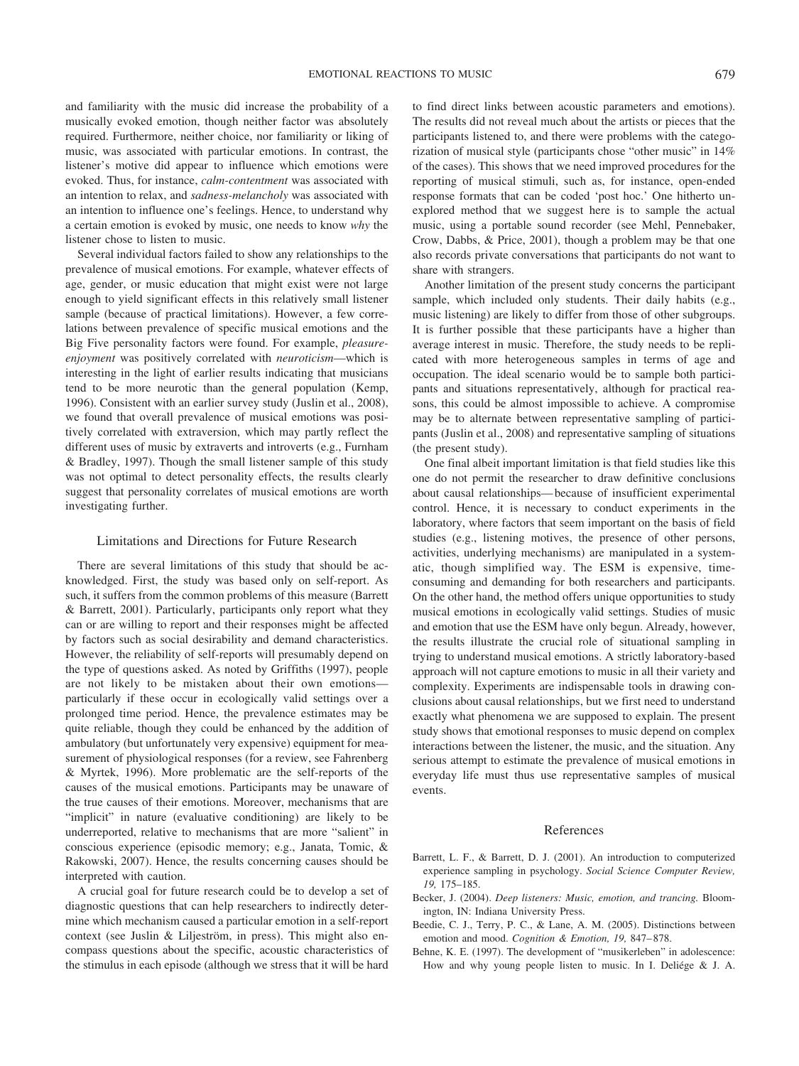and familiarity with the music did increase the probability of a musically evoked emotion, though neither factor was absolutely required. Furthermore, neither choice, nor familiarity or liking of music, was associated with particular emotions. In contrast, the listener's motive did appear to influence which emotions were evoked. Thus, for instance, *calm-contentment* was associated with an intention to relax, and *sadness-melancholy* was associated with an intention to influence one's feelings. Hence, to understand why a certain emotion is evoked by music, one needs to know *why* the listener chose to listen to music.

Several individual factors failed to show any relationships to the prevalence of musical emotions. For example, whatever effects of age, gender, or music education that might exist were not large enough to yield significant effects in this relatively small listener sample (because of practical limitations). However, a few correlations between prevalence of specific musical emotions and the Big Five personality factors were found. For example, *pleasure-enjoyment* was positively correlated with *neuroticism*—which is interesting in the light of earlier results indicating that musicians tend to be more neurotic than the general population (Kemp, 1996). Consistent with an earlier survey study (Juslin et al., 2008), we found that overall prevalence of musical emotions was positively correlated with extraversion, which may partly reflect the different uses of music by extraverts and introverts (e.g., Furnham & Bradley, 1997). Though the small listener sample of this study was not optimal to detect personality effects, the results clearly suggest that personality correlates of musical emotions are worth investigating further.

## Limitations and Directions for Future Research

There are several limitations of this study that should be acknowledged. First, the study was based only on self-report. As such, it suffers from the common problems of this measure (Barrett & Barrett, 2001). Particularly, participants only report what they can or are willing to report and their responses might be affected by factors such as social desirability and demand characteristics. However, the reliability of self-reports will presumably depend on the type of questions asked. As noted by Griffiths (1997), people are not likely to be mistaken about their own emotions—particularly if these occur in ecologically valid settings over a prolonged time period. Hence, the prevalence estimates may be quite reliable, though they could be enhanced by the addition of ambulatory (but unfortunately very expensive) equipment for measurement of physiological responses (for a review, see Fahrenberg & Myrtek, 1996). More problematic are the self-reports of the causes of the musical emotions. Participants may be unaware of the true causes of their emotions. Moreover, mechanisms that are "implicit" in nature (evaluative conditioning) are likely to be underreported, relative to mechanisms that are more "salient" in conscious experience (episodic memory; e.g., Janata, Tomic, & Rakowski, 2007). Hence, the results concerning causes should be interpreted with caution.

A crucial goal for future research could be to develop a set of diagnostic questions that can help researchers to indirectly determine which mechanism caused a particular emotion in a self-report context (see Juslin & Liljeström, in press). This might also encompass questions about the specific, acoustic characteristics of the stimulus in each episode (although we stress that it will be hard to find direct links between acoustic parameters and emotions). The results did not reveal much about the artists or pieces that the participants listened to, and there were problems with the categorization of musical style (participants chose "other music" in 14% of the cases). This shows that we need improved procedures for the reporting of musical stimuli, such as, for instance, open-ended response formats that can be coded 'post hoc.' One hitherto unexplored method that we suggest here is to sample the actual music, using a portable sound recorder (see Mehl, Pennebaker, Crow, Dabbs, & Price, 2001), though a problem may be that one also records private conversations that participants do not want to share with strangers.

Another limitation of the present study concerns the participant sample, which included only students. Their daily habits (e.g., music listening) are likely to differ from those of other subgroups. It is further possible that these participants have a higher than average interest in music. Therefore, the study needs to be replicated with more heterogeneous samples in terms of age and occupation. The ideal scenario would be to sample both participants and situations representatively, although for practical reasons, this could be almost impossible to achieve. A compromise may be to alternate between representative sampling of participants (Juslin et al., 2008) and representative sampling of situations (the present study).

One final albeit important limitation is that field studies like this one do not permit the researcher to draw definitive conclusions about causal relationships—because of insufficient experimental control. Hence, it is necessary to conduct experiments in the laboratory, where factors that seem important on the basis of field studies (e.g., listening motives, the presence of other persons, activities, underlying mechanisms) are manipulated in a systematic, though simplified way. The ESM is expensive, time-consuming and demanding for both researchers and participants. On the other hand, the method offers unique opportunities to study musical emotions in ecologically valid settings. Studies of music and emotion that use the ESM have only begun. Already, however, the results illustrate the crucial role of situational sampling in trying to understand musical emotions. A strictly laboratory-based approach will not capture emotions to music in all their variety and complexity. Experiments are indispensable tools in drawing conclusions about causal relationships, but we first need to understand exactly what phenomena we are supposed to explain. The present study shows that emotional responses to music depend on complex interactions between the listener, the music, and the situation. Any serious attempt to estimate the prevalence of musical emotions in everyday life must thus use representative samples of musical events.

## References

Barrett, L. F., & Barrett, D. J. (2001). An introduction to computerized experience sampling in psychology. *Social Science Computer Review, 19,* 175–185.

Becker, J. (2004). *Deep listeners: Music, emotion, and trancing.* Bloomington, IN: Indiana University Press.

Beedie, C. J., Terry, P. C., & Lane, A. M. (2005). Distinctions between emotion and mood. *Cognition & Emotion, 19,* 847–878.

Behne, K. E. (1997). The development of "musikerleben" in adolescence: How and why young people listen to music. In I. Deliége & J. A.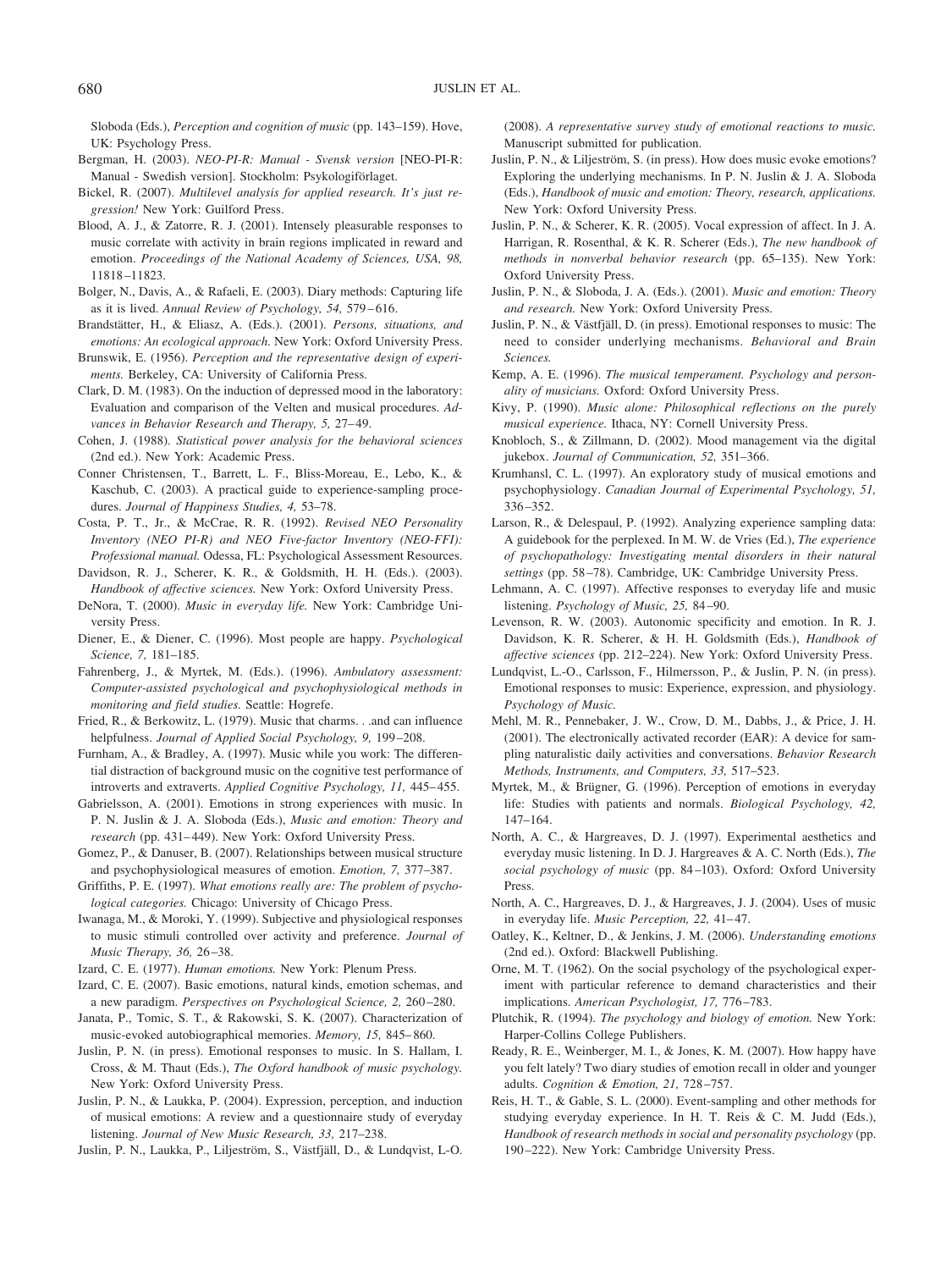Sloboda (Eds.), *Perception and cognition of music* (pp. 143–159). Hove, UK: Psychology Press.

Bergman, H. (2003). *NEO-PI-R: Manual - Svensk version* [NEO-PI-R: Manual - Swedish version]. Stockholm: Psykologiförlaget.

Bickel, R. (2007). *Multilevel analysis for applied research. It's just regression!* New York: Guilford Press.

Blood, A. J., & Zatorre, R. J. (2001). Intensely pleasurable responses to music correlate with activity in brain regions implicated in reward and emotion. *Proceedings of the National Academy of Sciences, USA, 98,* 11818–11823.

Bolger, N., Davis, A., & Rafaeli, E. (2003). Diary methods: Capturing life as it is lived. *Annual Review of Psychology, 54,* 579–616.

Brandstätter, H., & Eliasz, A. (Eds.). (2001). *Persons, situations, and emotions: An ecological approach.* New York: Oxford University Press.

Brunswik, E. (1956). *Perception and the representative design of experiments.* Berkeley, CA: University of California Press.

Clark, D. M. (1983). On the induction of depressed mood in the laboratory: Evaluation and comparison of the Velten and musical procedures. *Advances in Behavior Research and Therapy, 5,* 27–49.

Cohen, J. (1988). *Statistical power analysis for the behavioral sciences* (2nd ed.). New York: Academic Press.

Conner Christensen, T., Barrett, L. F., Bliss-Moreau, E., Lebo, K., & Kaschub, C. (2003). A practical guide to experience-sampling procedures. *Journal of Happiness Studies, 4,* 53–78.

Costa, P. T., Jr., & McCrae, R. R. (1992). *Revised NEO Personality Inventory (NEO PI-R) and NEO Five-factor Inventory (NEO-FFI): Professional manual.* Odessa, FL: Psychological Assessment Resources.

Davidson, R. J., Scherer, K. R., & Goldsmith, H. H. (Eds.). (2003). *Handbook of affective sciences.* New York: Oxford University Press.

DeNora, T. (2000). *Music in everyday life.* New York: Cambridge University Press.

Diener, E., & Diener, C. (1996). Most people are happy. *Psychological Science, 7,* 181–185.

Fahrenberg, J., & Myrtek, M. (Eds.). (1996). *Ambulatory assessment: Computer-assisted psychological and psychophysiological methods in monitoring and field studies.* Seattle: Hogrefe.

Fried, R., & Berkowitz, L. (1979). Music that charms. . .and can influence helpfulness. *Journal of Applied Social Psychology, 9,* 199–208.

Furnham, A., & Bradley, A. (1997). Music while you work: The differential distraction of background music on the cognitive test performance of introverts and extraverts. *Applied Cognitive Psychology, 11,* 445–455.

Gabrielsson, A. (2001). Emotions in strong experiences with music. In P. N. Juslin & J. A. Sloboda (Eds.), *Music and emotion: Theory and research* (pp. 431–449). New York: Oxford University Press.

Gomez, P., & Danuser, B. (2007). Relationships between musical structure and psychophysiological measures of emotion. *Emotion, 7,* 377–387.

Griffiths, P. E. (1997). *What emotions really are: The problem of psychological categories.* Chicago: University of Chicago Press.

Iwanaga, M., & Moroki, Y. (1999). Subjective and physiological responses to music stimuli controlled over activity and preference. *Journal of Music Therapy, 36,* 26–38.

Izard, C. E. (1977). *Human emotions.* New York: Plenum Press.

Izard, C. E. (2007). Basic emotions, natural kinds, emotion schemas, and a new paradigm. *Perspectives on Psychological Science, 2,* 260–280.

Janata, P., Tomic, S. T., & Rakowski, S. K. (2007). Characterization of music-evoked autobiographical memories. *Memory, 15,* 845–860.

Juslin, P. N. (in press). Emotional responses to music. In S. Hallam, I. Cross, & M. Thaut (Eds.), *The Oxford handbook of music psychology.* New York: Oxford University Press.

Juslin, P. N., & Laukka, P. (2004). Expression, perception, and induction of musical emotions: A review and a questionnaire study of everyday listening. *Journal of New Music Research, 33,* 217–238.

Juslin, P. N., Laukka, P., Liljeström, S., Västfjäll, D., & Lundqvist, L-O. (2008). *A representative survey study of emotional reactions to music.* Manuscript submitted for publication.

Juslin, P. N., & Liljeström, S. (in press). How does music evoke emotions? Exploring the underlying mechanisms. In P. N. Juslin & J. A. Sloboda (Eds.), *Handbook of music and emotion: Theory, research, applications.* New York: Oxford University Press.

Juslin, P. N., & Scherer, K. R. (2005). Vocal expression of affect. In J. A. Harrigan, R. Rosenthal, & K. R. Scherer (Eds.), *The new handbook of methods in nonverbal behavior research* (pp. 65–135). New York: Oxford University Press.

Juslin, P. N., & Sloboda, J. A. (Eds.). (2001). *Music and emotion: Theory and research.* New York: Oxford University Press.

Juslin, P. N., & Västfjäll, D. (in press). Emotional responses to music: The need to consider underlying mechanisms. *Behavioral and Brain Sciences.*

Kemp, A. E. (1996). *The musical temperament. Psychology and personality of musicians.* Oxford: Oxford University Press.

Kivy, P. (1990). *Music alone: Philosophical reflections on the purely musical experience.* Ithaca, NY: Cornell University Press.

Knobloch, S., & Zillmann, D. (2002). Mood management via the digital jukebox. *Journal of Communication, 52,* 351–366.

Krumhansl, C. L. (1997). An exploratory study of musical emotions and psychophysiology. *Canadian Journal of Experimental Psychology, 51,* 336–352.

Larson, R., & Delespaul, P. (1992). Analyzing experience sampling data: A guidebook for the perplexed. In M. W. de Vries (Ed.), *The experience of psychopathology: Investigating mental disorders in their natural settings* (pp. 58–78). Cambridge, UK: Cambridge University Press.

Lehmann, A. C. (1997). Affective responses to everyday life and music listening. *Psychology of Music, 25,* 84–90.

Levenson, R. W. (2003). Autonomic specificity and emotion. In R. J. Davidson, K. R. Scherer, & H. H. Goldsmith (Eds.), *Handbook of affective sciences* (pp. 212–224). New York: Oxford University Press.

Lundqvist, L.-O., Carlsson, F., Hilmersson, P., & Juslin, P. N. (in press). Emotional responses to music: Experience, expression, and physiology. *Psychology of Music.*

Mehl, M. R., Pennebaker, J. W., Crow, D. M., Dabbs, J., & Price, J. H. (2001). The electronically activated recorder (EAR): A device for sampling naturalistic daily activities and conversations. *Behavior Research Methods, Instruments, and Computers, 33,* 517–523.

Myrtek, M., & Brügner, G. (1996). Perception of emotions in everyday life: Studies with patients and normals. *Biological Psychology, 42,* 147–164.

North, A. C., & Hargreaves, D. J. (1997). Experimental aesthetics and everyday music listening. In D. J. Hargreaves & A. C. North (Eds.), *The social psychology of music* (pp. 84–103). Oxford: Oxford University Press.

North, A. C., Hargreaves, D. J., & Hargreaves, J. J. (2004). Uses of music in everyday life. *Music Perception, 22,* 41–47.

Oatley, K., Keltner, D., & Jenkins, J. M. (2006). *Understanding emotions* (2nd ed.). Oxford: Blackwell Publishing.

Orne, M. T. (1962). On the social psychology of the psychological experiment with particular reference to demand characteristics and their implications. *American Psychologist, 17,* 776–783.

Plutchik, R. (1994). *The psychology and biology of emotion.* New York: Harper-Collins College Publishers.

Ready, R. E., Weinberger, M. I., & Jones, K. M. (2007). How happy have you felt lately? Two diary studies of emotion recall in older and younger adults. *Cognition & Emotion, 21,* 728–757.

Reis, H. T., & Gable, S. L. (2000). Event-sampling and other methods for studying everyday experience. In H. T. Reis & C. M. Judd (Eds.), *Handbook of research methods in social and personality psychology* (pp. 190–222). New York: Cambridge University Press.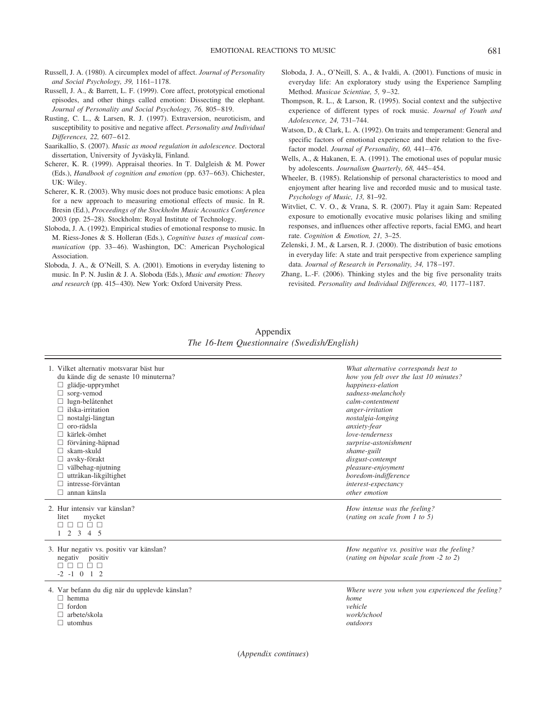Russell, J. A. (1980). A circumplex model of affect. *Journal of Personality and Social Psychology, 39,* 1161–1178.

Russell, J. A., & Barrett, L. F. (1999). Core affect, prototypical emotional episodes, and other things called emotion: Dissecting the elephant. *Journal of Personality and Social Psychology, 76,* 805–819.

Rusting, C. L., & Larsen, R. J. (1997). Extraversion, neuroticism, and susceptibility to positive and negative affect. *Personality and Individual Differences, 22,* 607–612.

Saarikallio, S. (2007). *Music as mood regulation in adolescence.* Doctoral dissertation, University of Jyväskylä, Finland.

Scherer, K. R. (1999). Appraisal theories. In T. Dalgleish & M. Power (Eds.), *Handbook of cognition and emotion* (pp. 637–663). Chichester, UK: Wiley.

Scherer, K. R. (2003). Why music does not produce basic emotions: A plea for a new approach to measuring emotional effects of music. In R. Bresin (Ed.), *Proceedings of the Stockholm Music Acoustics Conference* 2003 (pp. 25–28). Stockholm: Royal Institute of Technology.

Sloboda, J. A. (1992). Empirical studies of emotional response to music. In M. Riess-Jones & S. Holleran (Eds.), *Cognitive bases of musical communication* (pp. 33–46). Washington, DC: American Psychological Association.

Sloboda, J. A., & O'Neill, S. A. (2001). Emotions in everyday listening to music. In P. N. Juslin & J. A. Sloboda (Eds.), *Music and emotion: Theory and research* (pp. 415–430). New York: Oxford University Press.

Sloboda, J. A., O'Neill, S. A., & Ivaldi, A. (2001). Functions of music in everyday life: An exploratory study using the Experience Sampling Method. *Musicae Scientiae, 5,* 9–32.

Thompson, R. L., & Larson, R. (1995). Social context and the subjective experience of different types of rock music. *Journal of Youth and Adolescence, 24,* 731–744.

Watson, D., & Clark, L. A. (1992). On traits and temperament: General and specific factors of emotional experience and their relation to the five-factor model. *Journal of Personality, 60,* 441–476.

Wells, A., & Hakanen, E. A. (1991). The emotional uses of popular music by adolescents. *Journalism Quarterly, 68,* 445–454.

Wheeler, B. (1985). Relationship of personal characteristics to mood and enjoyment after hearing live and recorded music and to musical taste. *Psychology of Music, 13,* 81–92.

Witvliet, C. V. O., & Vrana, S. R. (2007). Play it again Sam: Repeated exposure to emotionally evocative music polarises liking and smiling responses, and influences other affective reports, facial EMG, and heart rate. *Cognition & Emotion, 21,* 3–25.

Zelenski, J. M., & Larsen, R. J. (2000). The distribution of basic emotions in everyday life: A state and trait perspective from experience sampling data. *Journal of Research in Personality, 34,* 178–197.

Zhang, L.-F. (2006). Thinking styles and the big five personality traits revisited. *Personality and Individual Differences, 40,* 1177–1187.

## Appendix

### *The 16-Item Questionnaire (Swedish/English)*

| Swedish | English |
|---|---|
| 1. Vilket alternativ motsvarar bäst hur du kände dig de senaste 10 minuterna? | *What alternative corresponds best to how you felt over the last 10 minutes?* |
| ☐ glädje-upprymhet | *happiness-elation* |
| ☐ sorg-vemod | *sadness-melancholy* |
| ☐ lugn-belåtenhet | *calm-contentment* |
| ☐ ilska-irritation | *anger-irritation* |
| ☐ nostalgi-längtan | *nostalgia-longing* |
| ☐ oro-rädsla | *anxiety-fear* |
| ☐ kärlek-ömhet | *love-tenderness* |
| ☐ förvåning-häpnad | *surprise-astonishment* |
| ☐ skam-skuld | *shame-guilt* |
| ☐ avsky-förakt | *disgust-contempt* |
| ☐ välbehag-njutning | *pleasure-enjoyment* |
| ☐ uttråkan-likgiltighet | *boredom-indifference* |
| ☐ intresse-förväntan | *interest-expectancy* |
| ☐ annan känsla | *other emotion* |
| 2. Hur intensiv var känslan? litet mycket ☐ ☐ ☐ ☐ ☐ 1 2 3 4 5 | *How intense was the feeling?* (*rating on scale from 1 to 5*) |
| 3. Hur negativ vs. positiv var känslan? negativ positiv ☐ ☐ ☐ ☐ ☐ -2 -1 0 1 2 | *How negative vs. positive was the feeling?* (*rating on bipolar scale from -2 to 2*) |
| 4. Var befann du dig när du upplevde känslan? | *Where were you when you experienced the feeling?* |
| ☐ hemma | *home* |
| ☐ fordon | *vehicle* |
| ☐ arbete/skola | *work/school* |
| ☐ utomhus | *outdoors* |

(*Appendix continues*)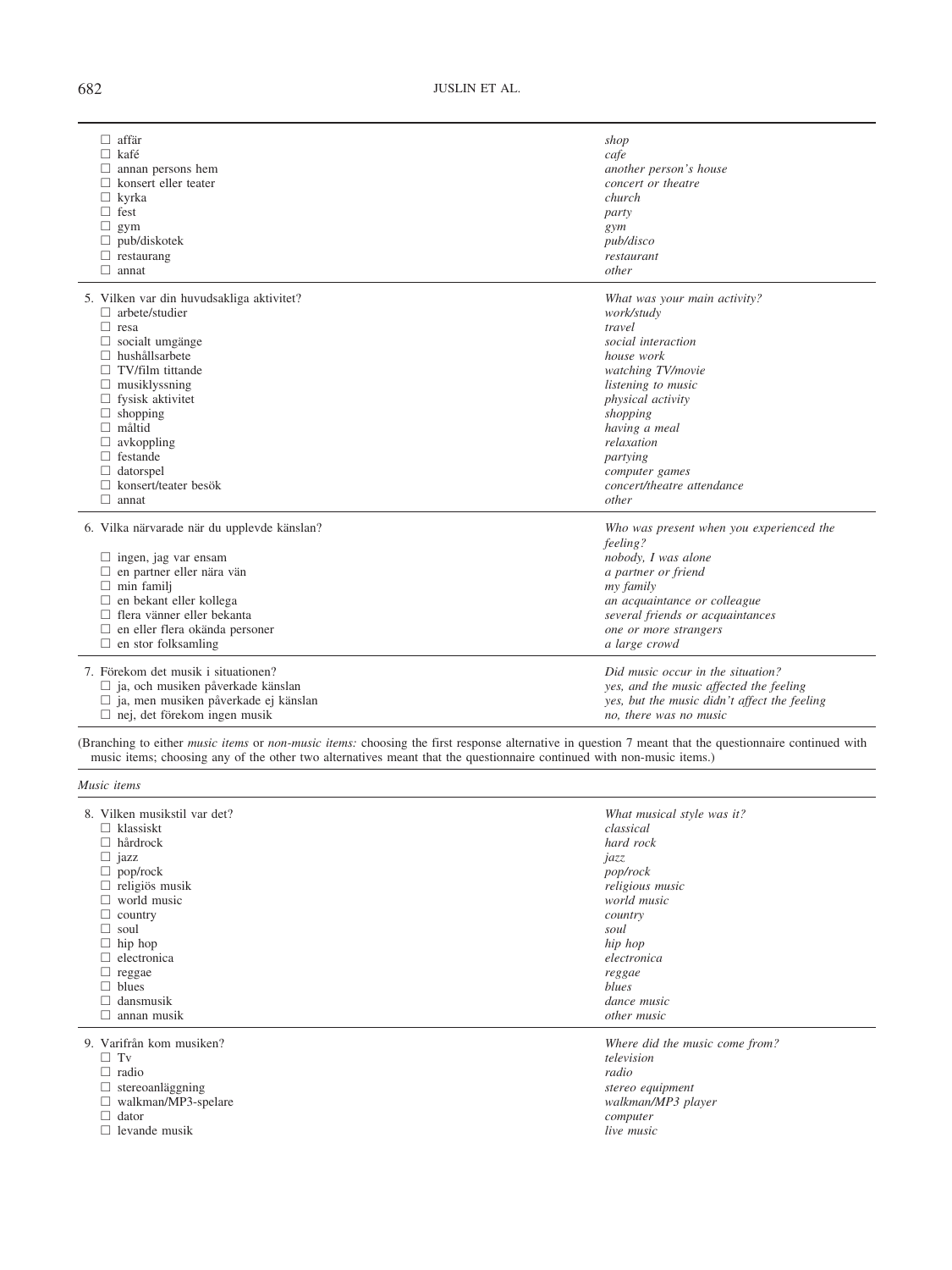| | |
|---|---|
| ☐ affär | *shop* |
| ☐ kafé | *cafe* |
| ☐ annan persons hem | *another person's house* |
| ☐ konsert eller teater | *concert or theatre* |
| ☐ kyrka | *church* |
| ☐ fest | *party* |
| ☐ gym | *gym* |
| ☐ pub/diskotek | *pub/disco* |
| ☐ restaurang | *restaurant* |
| ☐ annat | *other* |
| 5. Vilken var din huvudsakliga aktivitet? | *What was your main activity?* |
| ☐ arbete/studier | *work/study* |
| ☐ resa | *travel* |
| ☐ socialt umgänge | *social interaction* |
| ☐ hushållsarbete | *house work* |
| ☐ TV/film tittande | *watching TV/movie* |
| ☐ musiklyssning | *listening to music* |
| ☐ fysisk aktivitet | *physical activity* |
| ☐ shopping | *shopping* |
| ☐ måltid | *having a meal* |
| ☐ avkoppling | *relaxation* |
| ☐ festande | *partying* |
| ☐ datorspel | *computer games* |
| ☐ konsert/teater besök | *concert/theatre attendance* |
| ☐ annat | *other* |
| 6. Vilka närvarade när du upplevde känslan? | *Who was present when you experienced the feeling?* |
| ☐ ingen, jag var ensam | *nobody, I was alone* |
| ☐ en partner eller nära vän | *a partner or friend* |
| ☐ min familj | *my family* |
| ☐ en bekant eller kollega | *an acquaintance or colleague* |
| ☐ flera vänner eller bekanta | *several friends or acquaintances* |
| ☐ en eller flera okända personer | *one or more strangers* |
| ☐ en stor folksamling | *a large crowd* |
| 7. Förekom det musik i situationen? | *Did music occur in the situation?* |
| ☐ ja, och musiken påverkade känslan | *yes, and the music affected the feeling* |
| ☐ ja, men musiken påverkade ej känslan | *yes, but the music didn't affect the feeling* |
| ☐ nej, det förekom ingen musik | *no, there was no music* |

(Branching to either *music items* or *non-music items:* choosing the first response alternative in question 7 meant that the questionnaire continued with music items; choosing any of the other two alternatives meant that the questionnaire continued with non-music items.)

*Music items*

| | |
|---|---|
| 8. Vilken musikstil var det? | *What musical style was it?* |
| ☐ klassiskt | *classical* |
| ☐ hårdrock | *hard rock* |
| ☐ jazz | *jazz* |
| ☐ pop/rock | *pop/rock* |
| ☐ religiös musik | *religious music* |
| ☐ world music | *world music* |
| ☐ country | *country* |
| ☐ soul | *soul* |
| ☐ hip hop | *hip hop* |
| ☐ electronica | *electronica* |
| ☐ reggae | *reggae* |
| ☐ blues | *blues* |
| ☐ dansmusik | *dance music* |
| ☐ annan musik | *other music* |
| 9. Varifrån kom musiken? | *Where did the music come from?* |
| ☐ Tv | *television* |
| ☐ radio | *radio* |
| ☐ stereoanläggning | *stereo equipment* |
| ☐ walkman/MP3-spelare | *walkman/MP3 player* |
| ☐ dator | *computer* |
| ☐ levande musik | *live music* |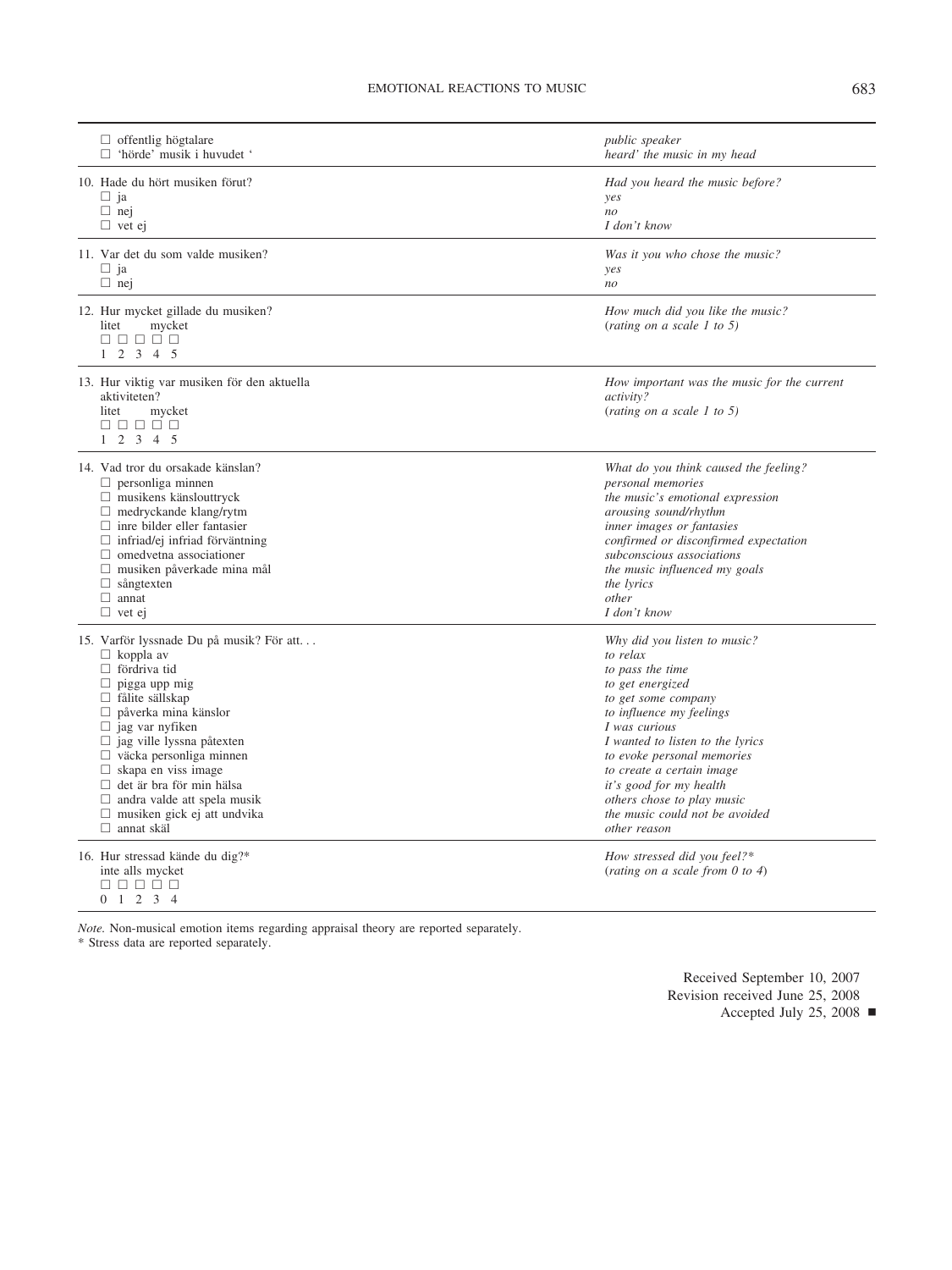| | |
|---|---|
| ☐ offentlig högtalare<br>☐ 'hörde' musik i huvudet ' | *public speaker*<br>*heard' the music in my head* |
| 10. Hade du hört musiken förut?<br>☐ ja<br>☐ nej<br>☐ vet ej | *Had you heard the music before?*<br>*yes*<br>*no*<br>*I don't know* |
| 11. Var det du som valde musiken?<br>☐ ja<br>☐ nej | *Was it you who chose the music?*<br>*yes*<br>*no* |
| 12. Hur mycket gillade du musiken?<br>litet mycket<br>☐ ☐ ☐ ☐ ☐<br>1 2 3 4 5 | *How much did you like the music?*<br>(*rating on a scale 1 to 5)* |
| 13. Hur viktig var musiken för den aktuella aktiviteten?<br>litet mycket<br>☐ ☐ ☐ ☐ ☐<br>1 2 3 4 5 | *How important was the music for the current activity?*<br>(*rating on a scale 1 to 5)* |
| 14. Vad tror du orsakade känslan?<br>☐ personliga minnen<br>☐ musikens känslouttryck<br>☐ medryckande klang/rytm<br>☐ inre bilder eller fantasier<br>☐ infriad/ej infriad förväntning<br>☐ omedvetna associationer<br>☐ musiken påverkade mina mål<br>☐ sångtexten<br>☐ annat<br>☐ vet ej | *What do you think caused the feeling?*<br>*personal memories*<br>*the music's emotional expression*<br>*arousing sound/rhythm*<br>*inner images or fantasies*<br>*confirmed or disconfirmed expectation*<br>*subconscious associations*<br>*the music influenced my goals*<br>*the lyrics*<br>*other*<br>*I don't know* |
| 15. Varför lyssnade Du på musik? För att. . .<br>☐ koppla av<br>☐ fördriva tid<br>☐ pigga upp mig<br>☐ fålite sällskap<br>☐ påverka mina känslor<br>☐ jag var nyfiken<br>☐ jag ville lyssna påtexten<br>☐ väcka personliga minnen<br>☐ skapa en viss image<br>☐ det är bra för min hälsa<br>☐ andra valde att spela musik<br>☐ musiken gick ej att undvika<br>☐ annat skäl | *Why did you listen to music?*<br>*to relax*<br>*to pass the time*<br>*to get energized*<br>*to get some company*<br>*to influence my feelings*<br>*I was curious*<br>*I wanted to listen to the lyrics*<br>*to evoke personal memories*<br>*to create a certain image*<br>*it's good for my health*<br>*others chose to play music*<br>*the music could not be avoided*<br>*other reason* |
| 16. Hur stressad kände du dig?*<br>inte alls mycket<br>☐ ☐ ☐ ☐ ☐<br>0 1 2 3 4 | *How stressed did you feel?**<br>(*rating on a scale from 0 to 4*) |

*Note.* Non-musical emotion items regarding appraisal theory are reported separately.
* Stress data are reported separately.

Received September 10, 2007
Revision received June 25, 2008
Accepted July 25, 2008 ■